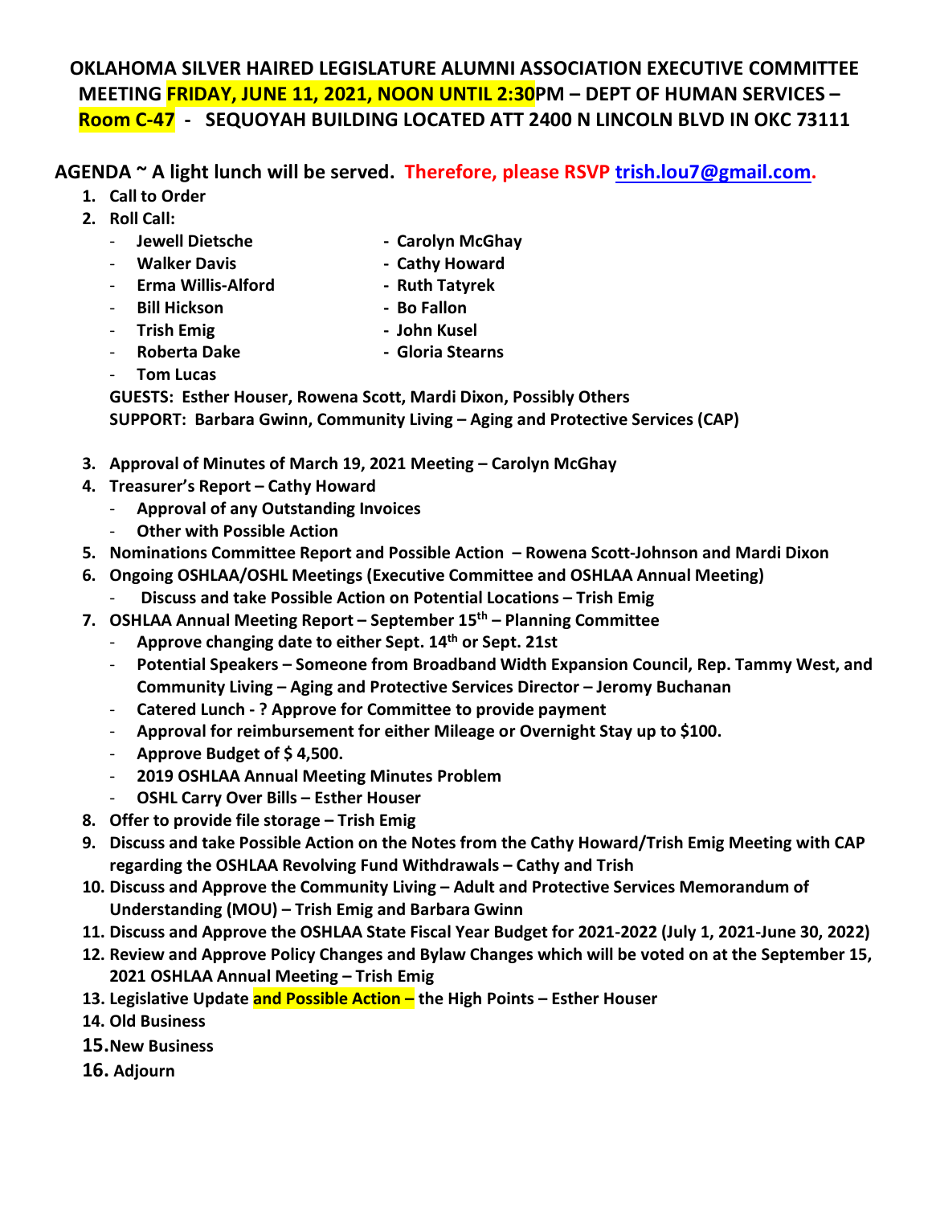# OKLAHOMA SILVER HAIRED LEGISLATURE ALUMNI ASSOCIATION EXECUTIVE COMMITTEE MEETING FRIDAY, JUNE 11, 2021, NOON UNTIL 2:30PM – DEPT OF HUMAN SERVICES – Room C-47 - SEQUOYAH BUILDING LOCATED ATT 2400 N LINCOLN BLVD IN OKC 73111

**AGENDA ~ A light lunch will be served. Therefore, please RSVP trish.lou7@gmail.com.**

1. **Call to Order**
2. **Roll Call:**
   - **Jewell Dietsche**
   - **Walker Davis**
   - **Erma Willis-Alford**
   - **Bill Hickson**
   - **Trish Emig**
   - **Roberta Dake**
   - **Tom Lucas**
   - **Carolyn McGhay**
   - **Cathy Howard**
   - **Ruth Tatyrek**
   - **Bo Fallon**
   - **John Kusel**
   - **Gloria Stearns**

   **GUESTS: Esther Houser, Rowena Scott, Mardi Dixon, Possibly Others**
   **SUPPORT: Barbara Gwinn, Community Living – Aging and Protective Services (CAP)**

3. **Approval of Minutes of March 19, 2021 Meeting – Carolyn McGhay**
4. **Treasurer's Report – Cathy Howard**
   - **Approval of any Outstanding Invoices**
   - **Other with Possible Action**
5. **Nominations Committee Report and Possible Action – Rowena Scott-Johnson and Mardi Dixon**
6. **Ongoing OSHLAA/OSHL Meetings (Executive Committee and OSHLAA Annual Meeting)**
   - **Discuss and take Possible Action on Potential Locations – Trish Emig**
7. **OSHLAA Annual Meeting Report – September 15th – Planning Committee**
   - **Approve changing date to either Sept. 14th or Sept. 21st**
   - **Potential Speakers – Someone from Broadband Width Expansion Council, Rep. Tammy West, and Community Living – Aging and Protective Services Director – Jeromy Buchanan**
   - **Catered Lunch - ? Approve for Committee to provide payment**
   - **Approval for reimbursement for either Mileage or Overnight Stay up to $100.**
   - **Approve Budget of $ 4,500.**
   - **2019 OSHLAA Annual Meeting Minutes Problem**
   - **OSHL Carry Over Bills – Esther Houser**
8. **Offer to provide file storage – Trish Emig**
9. **Discuss and take Possible Action on the Notes from the Cathy Howard/Trish Emig Meeting with CAP regarding the OSHLAA Revolving Fund Withdrawals – Cathy and Trish**
10. **Discuss and Approve the Community Living – Adult and Protective Services Memorandum of Understanding (MOU) – Trish Emig and Barbara Gwinn**
11. **Discuss and Approve the OSHLAA State Fiscal Year Budget for 2021-2022 (July 1, 2021-June 30, 2022)**
12. **Review and Approve Policy Changes and Bylaw Changes which will be voted on at the September 15, 2021 OSHLAA Annual Meeting – Trish Emig**
13. **Legislative Update and Possible Action – the High Points – Esther Houser**
14. **Old Business**
15. **New Business**
16. **Adjourn**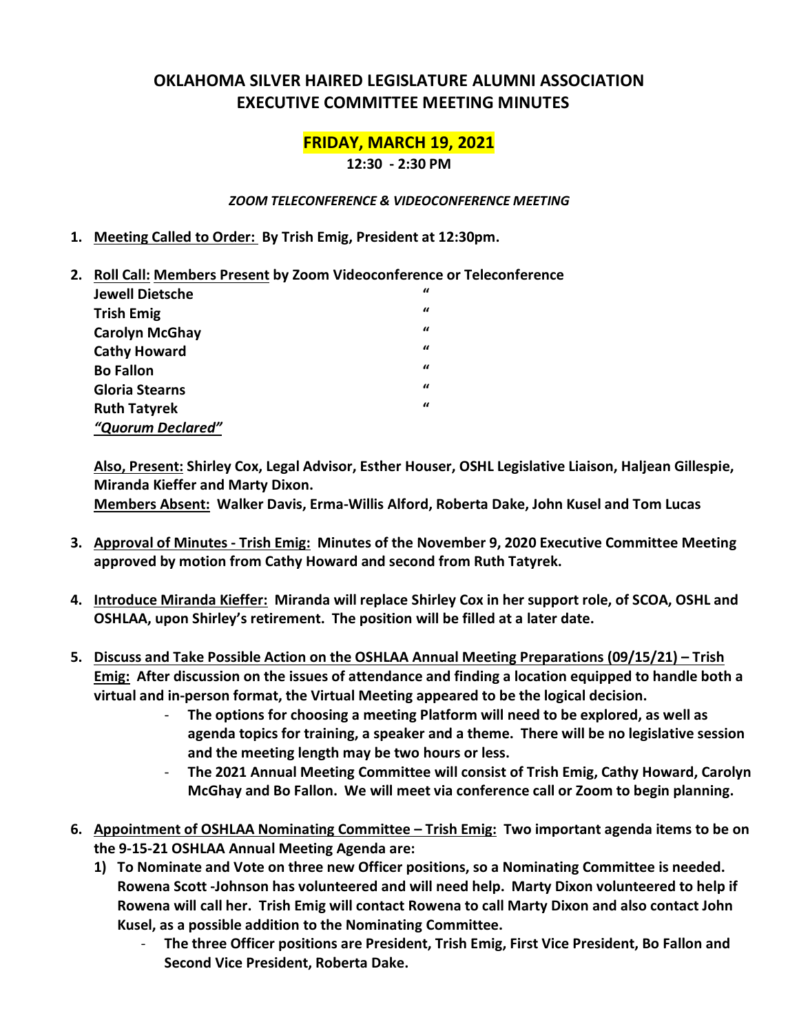# OKLAHOMA SILVER HAIRED LEGISLATURE ALUMNI ASSOCIATION
# EXECUTIVE COMMITTEE MEETING MINUTES

## FRIDAY, MARCH 19, 2021

**12:30 - 2:30 PM**

***ZOOM TELECONFERENCE & VIDEOCONFERENCE MEETING***

1. **Meeting Called to Order: By Trish Emig, President at 12:30pm.**

2. **Roll Call: Members Present by Zoom Videoconference or Teleconference**

| | |
|---|---|
| **Jewell Dietsche** | " |
| **Trish Emig** | " |
| **Carolyn McGhay** | " |
| **Cathy Howard** | " |
| **Bo Fallon** | " |
| **Gloria Stearns** | " |
| **Ruth Tatyrek** | " |

***"Quorum Declared"***

**Also, Present: Shirley Cox, Legal Advisor, Esther Houser, OSHL Legislative Liaison, Haljean Gillespie, Miranda Kieffer and Marty Dixon.**
**Members Absent: Walker Davis, Erma-Willis Alford, Roberta Dake, John Kusel and Tom Lucas**

3. **Approval of Minutes - Trish Emig: Minutes of the November 9, 2020 Executive Committee Meeting approved by motion from Cathy Howard and second from Ruth Tatyrek.**

4. **Introduce Miranda Kieffer: Miranda will replace Shirley Cox in her support role, of SCOA, OSHL and OSHLAA, upon Shirley's retirement. The position will be filled at a later date.**

5. **Discuss and Take Possible Action on the OSHLAA Annual Meeting Preparations (09/15/21) – Trish Emig: After discussion on the issues of attendance and finding a location equipped to handle both a virtual and in-person format, the Virtual Meeting appeared to be the logical decision.**
   - **The options for choosing a meeting Platform will need to be explored, as well as agenda topics for training, a speaker and a theme. There will be no legislative session and the meeting length may be two hours or less.**
   - **The 2021 Annual Meeting Committee will consist of Trish Emig, Cathy Howard, Carolyn McGhay and Bo Fallon. We will meet via conference call or Zoom to begin planning.**

6. **Appointment of OSHLAA Nominating Committee – Trish Emig: Two important agenda items to be on the 9-15-21 OSHLAA Annual Meeting Agenda are:**
   1) **To Nominate and Vote on three new Officer positions, so a Nominating Committee is needed. Rowena Scott -Johnson has volunteered and will need help. Marty Dixon volunteered to help if Rowena will call her. Trish Emig will contact Rowena to call Marty Dixon and also contact John Kusel, as a possible addition to the Nominating Committee.**
      - **The three Officer positions are President, Trish Emig, First Vice President, Bo Fallon and Second Vice President, Roberta Dake.**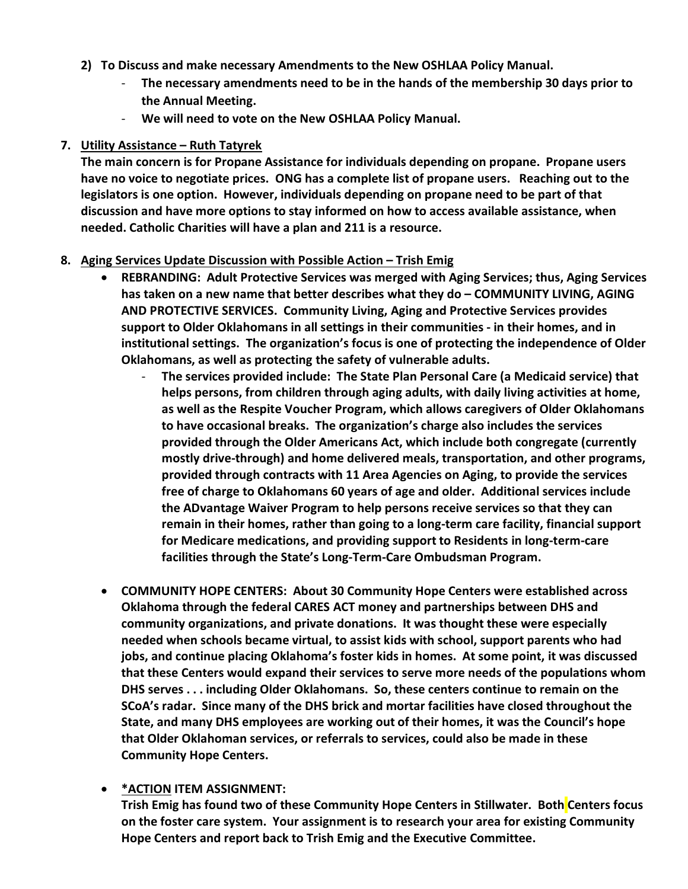2) **To Discuss and make necessary Amendments to the New OSHLAA Policy Manual.**
   - **The necessary amendments need to be in the hands of the membership 30 days prior to the Annual Meeting.**
   - **We will need to vote on the New OSHLAA Policy Manual.**

7. **Utility Assistance – Ruth Tatyrek**

   **The main concern is for Propane Assistance for individuals depending on propane. Propane users have no voice to negotiate prices. ONG has a complete list of propane users. Reaching out to the legislators is one option. However, individuals depending on propane need to be part of that discussion and have more options to stay informed on how to access available assistance, when needed. Catholic Charities will have a plan and 211 is a resource.**

8. **Aging Services Update Discussion with Possible Action – Trish Emig**
   - **REBRANDING: Adult Protective Services was merged with Aging Services; thus, Aging Services has taken on a new name that better describes what they do – COMMUNITY LIVING, AGING AND PROTECTIVE SERVICES. Community Living, Aging and Protective Services provides support to Older Oklahomans in all settings in their communities - in their homes, and in institutional settings. The organization's focus is one of protecting the independence of Older Oklahomans, as well as protecting the safety of vulnerable adults.**
     - **The services provided include: The State Plan Personal Care (a Medicaid service) that helps persons, from children through aging adults, with daily living activities at home, as well as the Respite Voucher Program, which allows caregivers of Older Oklahomans to have occasional breaks. The organization's charge also includes the services provided through the Older Americans Act, which include both congregate (currently mostly drive-through) and home delivered meals, transportation, and other programs, provided through contracts with 11 Area Agencies on Aging, to provide the services free of charge to Oklahomans 60 years of age and older. Additional services include the ADvantage Waiver Program to help persons receive services so that they can remain in their homes, rather than going to a long-term care facility, financial support for Medicare medications, and providing support to Residents in long-term-care facilities through the State's Long-Term-Care Ombudsman Program.**
   - **COMMUNITY HOPE CENTERS: About 30 Community Hope Centers were established across Oklahoma through the federal CARES ACT money and partnerships between DHS and community organizations, and private donations. It was thought these were especially needed when schools became virtual, to assist kids with school, support parents who had jobs, and continue placing Oklahoma's foster kids in homes. At some point, it was discussed that these Centers would expand their services to serve more needs of the populations whom DHS serves . . . including Older Oklahomans. So, these centers continue to remain on the SCoA's radar. Since many of the DHS brick and mortar facilities have closed throughout the State, and many DHS employees are working out of their homes, it was the Council's hope that Older Oklahoman services, or referrals to services, could also be made in these Community Hope Centers.**
   - **\*ACTION ITEM ASSIGNMENT:**

     **Trish Emig has found two of these Community Hope Centers in Stillwater. Both Centers focus on the foster care system. Your assignment is to research your area for existing Community Hope Centers and report back to Trish Emig and the Executive Committee.**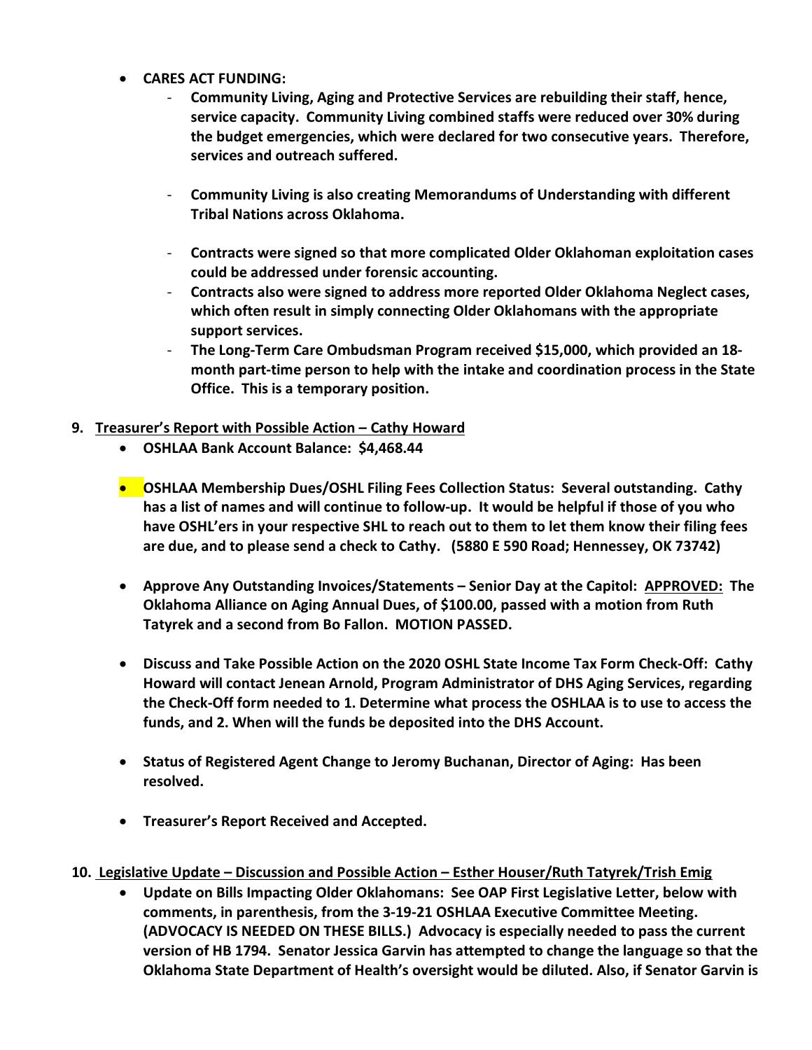- **CARES ACT FUNDING:**
    - **Community Living, Aging and Protective Services are rebuilding their staff, hence, service capacity. Community Living combined staffs were reduced over 30% during the budget emergencies, which were declared for two consecutive years. Therefore, services and outreach suffered.**
    - **Community Living is also creating Memorandums of Understanding with different Tribal Nations across Oklahoma.**
    - **Contracts were signed so that more complicated Older Oklahoman exploitation cases could be addressed under forensic accounting.**
    - **Contracts also were signed to address more reported Older Oklahoma Neglect cases, which often result in simply connecting Older Oklahomans with the appropriate support services.**
    - **The Long-Term Care Ombudsman Program received $15,000, which provided an 18-month part-time person to help with the intake and coordination process in the State Office. This is a temporary position.**

**9. <u>Treasurer's Report with Possible Action – Cathy Howard</u>**

- **OSHLAA Bank Account Balance: $4,468.44**
- **OSHLAA Membership Dues/OSHL Filing Fees Collection Status: Several outstanding. Cathy has a list of names and will continue to follow-up. It would be helpful if those of you who have OSHL'ers in your respective SHL to reach out to them to let them know their filing fees are due, and to please send a check to Cathy. (5880 E 590 Road; Hennessey, OK 73742)**
- **Approve Any Outstanding Invoices/Statements – Senior Day at the Capitol: <u>APPROVED:</u> The Oklahoma Alliance on Aging Annual Dues, of $100.00, passed with a motion from Ruth Tatyrek and a second from Bo Fallon. MOTION PASSED.**
- **Discuss and Take Possible Action on the 2020 OSHL State Income Tax Form Check-Off: Cathy Howard will contact Jenean Arnold, Program Administrator of DHS Aging Services, regarding the Check-Off form needed to 1. Determine what process the OSHLAA is to use to access the funds, and 2. When will the funds be deposited into the DHS Account.**
- **Status of Registered Agent Change to Jeromy Buchanan, Director of Aging: Has been resolved.**
- **Treasurer's Report Received and Accepted.**

**10. <u>Legislative Update – Discussion and Possible Action – Esther Houser/Ruth Tatyrek/Trish Emig</u>**

- **Update on Bills Impacting Older Oklahomans: See OAP First Legislative Letter, below with comments, in parenthesis, from the 3-19-21 OSHLAA Executive Committee Meeting. (ADVOCACY IS NEEDED ON THESE BILLS.) Advocacy is especially needed to pass the current version of HB 1794. Senator Jessica Garvin has attempted to change the language so that the Oklahoma State Department of Health's oversight would be diluted. Also, if Senator Garvin is**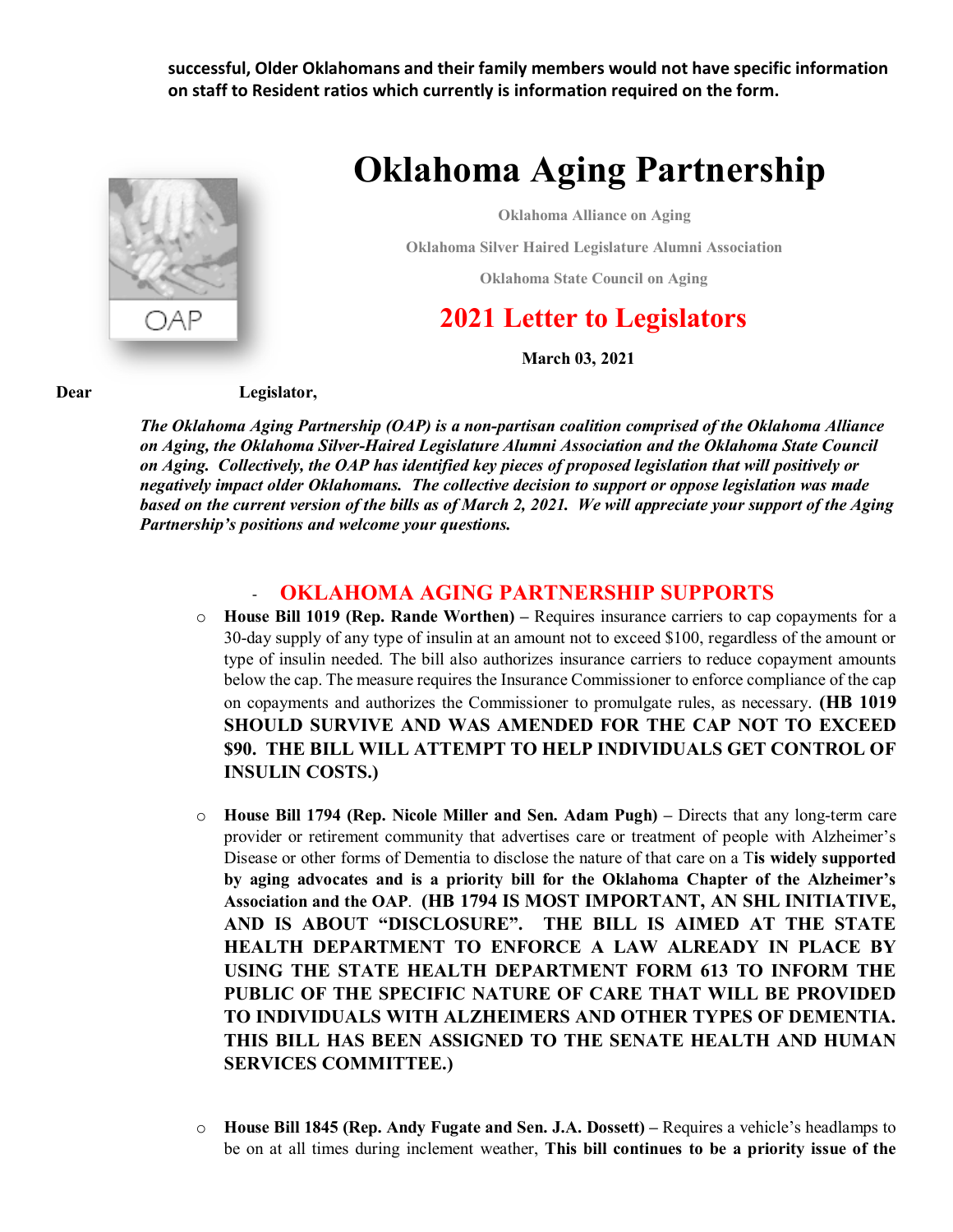**successful, Older Oklahomans and their family members would not have specific information on staff to Resident ratios which currently is information required on the form.**

# Oklahoma Aging Partnership

Oklahoma Alliance on Aging

Oklahoma Silver Haired Legislature Alumni Association

Oklahoma State Council on Aging

## 2021 Letter to Legislators

**March 03, 2021**

**Dear Legislator,**

***The Oklahoma Aging Partnership (OAP) is a non-partisan coalition comprised of the Oklahoma Alliance on Aging, the Oklahoma Silver-Haired Legislature Alumni Association and the Oklahoma State Council on Aging. Collectively, the OAP has identified key pieces of proposed legislation that will positively or negatively impact older Oklahomans. The collective decision to support or oppose legislation was made based on the current version of the bills as of March 2, 2021. We will appreciate your support of the Aging Partnership's positions and welcome your questions.***

## OKLAHOMA AGING PARTNERSHIP SUPPORTS

- **House Bill 1019 (Rep. Rande Worthen) –** Requires insurance carriers to cap copayments for a 30-day supply of any type of insulin at an amount not to exceed $100, regardless of the amount or type of insulin needed. The bill also authorizes insurance carriers to reduce copayment amounts below the cap. The measure requires the Insurance Commissioner to enforce compliance of the cap on copayments and authorizes the Commissioner to promulgate rules, as necessary. **(HB 1019 SHOULD SURVIVE AND WAS AMENDED FOR THE CAP NOT TO EXCEED $90. THE BILL WILL ATTEMPT TO HELP INDIVIDUALS GET CONTROL OF INSULIN COSTS.)**

- **House Bill 1794 (Rep. Nicole Miller and Sen. Adam Pugh) –** Directs that any long-term care provider or retirement community that advertises care or treatment of people with Alzheimer's Disease or other forms of Dementia to disclose the nature of that care on a T**is widely supported by aging advocates and is a priority bill for the Oklahoma Chapter of the Alzheimer's Association and the OAP**. **(HB 1794 IS MOST IMPORTANT, AN SHL INITIATIVE, AND IS ABOUT "DISCLOSURE". THE BILL IS AIMED AT THE STATE HEALTH DEPARTMENT TO ENFORCE A LAW ALREADY IN PLACE BY USING THE STATE HEALTH DEPARTMENT FORM 613 TO INFORM THE PUBLIC OF THE SPECIFIC NATURE OF CARE THAT WILL BE PROVIDED TO INDIVIDUALS WITH ALZHEIMERS AND OTHER TYPES OF DEMENTIA. THIS BILL HAS BEEN ASSIGNED TO THE SENATE HEALTH AND HUMAN SERVICES COMMITTEE.)**

- **House Bill 1845 (Rep. Andy Fugate and Sen. J.A. Dossett) –** Requires a vehicle's headlamps to be on at all times during inclement weather, **This bill continues to be a priority issue of the**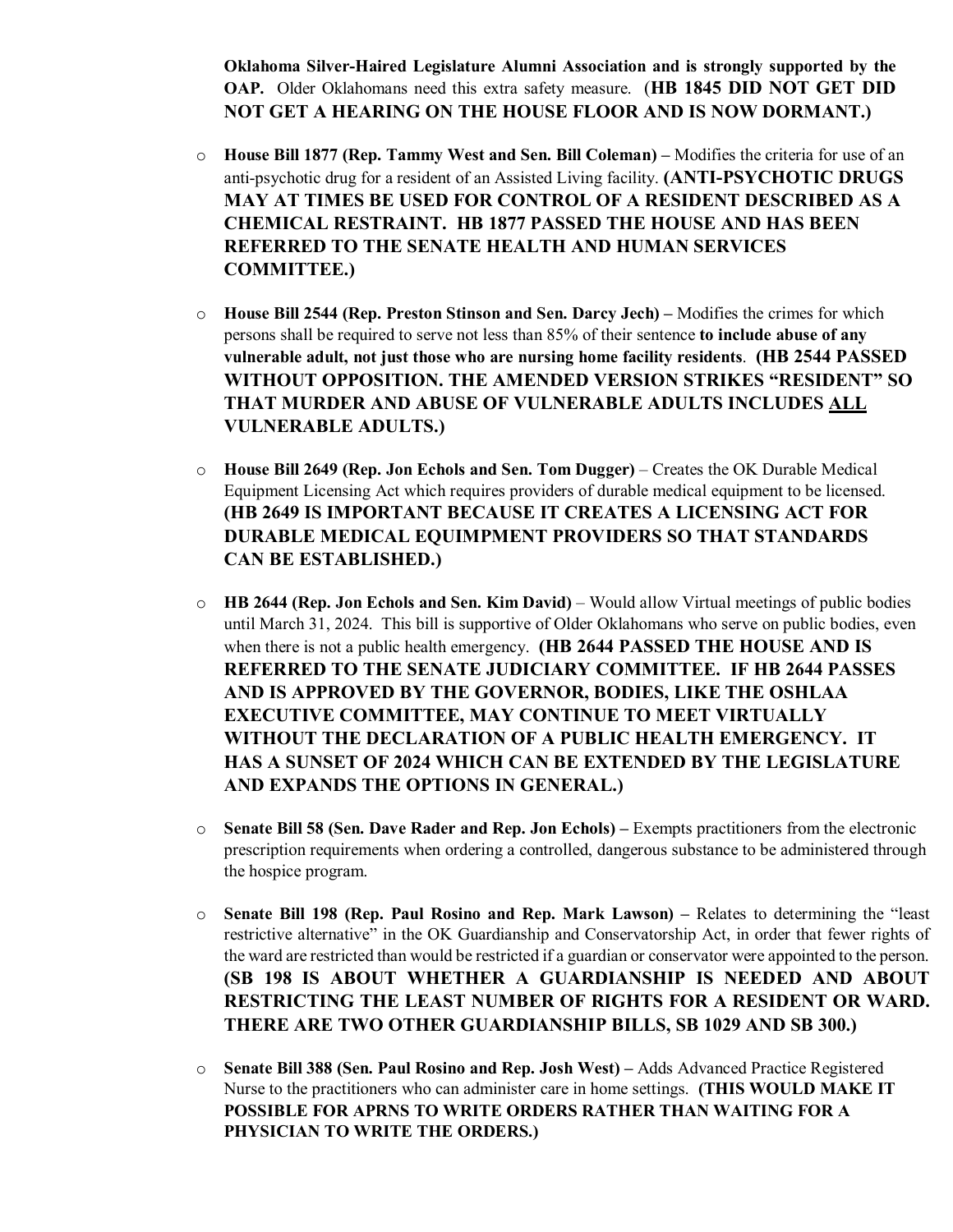**Oklahoma Silver-Haired Legislature Alumni Association and is strongly supported by the OAP.** Older Oklahomans need this extra safety measure. (**HB 1845 DID NOT GET DID NOT GET A HEARING ON THE HOUSE FLOOR AND IS NOW DORMANT.)**

- **House Bill 1877 (Rep. Tammy West and Sen. Bill Coleman) –** Modifies the criteria for use of an anti-psychotic drug for a resident of an Assisted Living facility. **(ANTI-PSYCHOTIC DRUGS MAY AT TIMES BE USED FOR CONTROL OF A RESIDENT DESCRIBED AS A CHEMICAL RESTRAINT. HB 1877 PASSED THE HOUSE AND HAS BEEN REFERRED TO THE SENATE HEALTH AND HUMAN SERVICES COMMITTEE.)**

- **House Bill 2544 (Rep. Preston Stinson and Sen. Darcy Jech) –** Modifies the crimes for which persons shall be required to serve not less than 85% of their sentence **to include abuse of any vulnerable adult, not just those who are nursing home facility residents**. **(HB 2544 PASSED WITHOUT OPPOSITION. THE AMENDED VERSION STRIKES "RESIDENT" SO THAT MURDER AND ABUSE OF VULNERABLE ADULTS INCLUDES <u>ALL</u> VULNERABLE ADULTS.)**

- **House Bill 2649 (Rep. Jon Echols and Sen. Tom Dugger)** – Creates the OK Durable Medical Equipment Licensing Act which requires providers of durable medical equipment to be licensed. **(HB 2649 IS IMPORTANT BECAUSE IT CREATES A LICENSING ACT FOR DURABLE MEDICAL EQUIMPMENT PROVIDERS SO THAT STANDARDS CAN BE ESTABLISHED.)**

- **HB 2644 (Rep. Jon Echols and Sen. Kim David)** – Would allow Virtual meetings of public bodies until March 31, 2024. This bill is supportive of Older Oklahomans who serve on public bodies, even when there is not a public health emergency. **(HB 2644 PASSED THE HOUSE AND IS REFERRED TO THE SENATE JUDICIARY COMMITTEE. IF HB 2644 PASSES AND IS APPROVED BY THE GOVERNOR, BODIES, LIKE THE OSHLAA EXECUTIVE COMMITTEE, MAY CONTINUE TO MEET VIRTUALLY WITHOUT THE DECLARATION OF A PUBLIC HEALTH EMERGENCY. IT HAS A SUNSET OF 2024 WHICH CAN BE EXTENDED BY THE LEGISLATURE AND EXPANDS THE OPTIONS IN GENERAL.)**

- **Senate Bill 58 (Sen. Dave Rader and Rep. Jon Echols) –** Exempts practitioners from the electronic prescription requirements when ordering a controlled, dangerous substance to be administered through the hospice program.

- **Senate Bill 198 (Rep. Paul Rosino and Rep. Mark Lawson) –** Relates to determining the "least restrictive alternative" in the OK Guardianship and Conservatorship Act, in order that fewer rights of the ward are restricted than would be restricted if a guardian or conservator were appointed to the person. **(SB 198 IS ABOUT WHETHER A GUARDIANSHIP IS NEEDED AND ABOUT RESTRICTING THE LEAST NUMBER OF RIGHTS FOR A RESIDENT OR WARD. THERE ARE TWO OTHER GUARDIANSHIP BILLS, SB 1029 AND SB 300.)**

- **Senate Bill 388 (Sen. Paul Rosino and Rep. Josh West) –** Adds Advanced Practice Registered Nurse to the practitioners who can administer care in home settings. **(THIS WOULD MAKE IT POSSIBLE FOR APRNS TO WRITE ORDERS RATHER THAN WAITING FOR A PHYSICIAN TO WRITE THE ORDERS.)**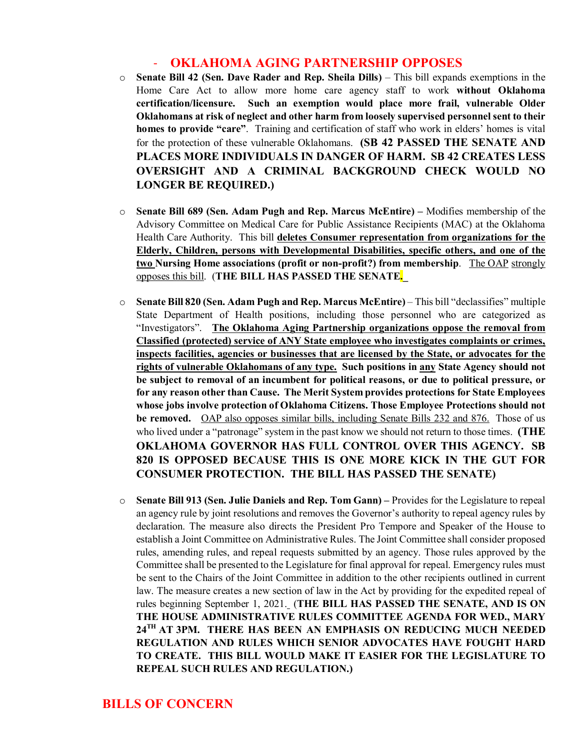## - OKLAHOMA AGING PARTNERSHIP OPPOSES

- **Senate Bill 42 (Sen. Dave Rader and Rep. Sheila Dills)** – This bill expands exemptions in the Home Care Act to allow more home care agency staff to work **without Oklahoma certification/licensure. Such an exemption would place more frail, vulnerable Older Oklahomans at risk of neglect and other harm from loosely supervised personnel sent to their homes to provide "care"**. Training and certification of staff who work in elders' homes is vital for the protection of these vulnerable Oklahomans. **(SB 42 PASSED THE SENATE AND PLACES MORE INDIVIDUALS IN DANGER OF HARM. SB 42 CREATES LESS OVERSIGHT AND A CRIMINAL BACKGROUND CHECK WOULD NO LONGER BE REQUIRED.)**

- **Senate Bill 689 (Sen. Adam Pugh and Rep. Marcus McEntire) –** Modifies membership of the Advisory Committee on Medical Care for Public Assistance Recipients (MAC) at the Oklahoma Health Care Authority. This bill **deletes Consumer representation from organizations for the Elderly, Children, persons with Developmental Disabilities, specific others, and one of the two Nursing Home associations (profit or non-profit?) from membership**. The OAP strongly opposes this bill. (**THE BILL HAS PASSED THE SENATE.**

- **Senate Bill 820 (Sen. Adam Pugh and Rep. Marcus McEntire)** – This bill "declassifies" multiple State Department of Health positions, including those personnel who are categorized as "Investigators". **The Oklahoma Aging Partnership organizations oppose the removal from Classified (protected) service of ANY State employee who investigates complaints or crimes, inspects facilities, agencies or businesses that are licensed by the State, or advocates for the rights of vulnerable Oklahomans of any type. Such positions in any State Agency should not be subject to removal of an incumbent for political reasons, or due to political pressure, or for any reason other than Cause. The Merit System provides protections for State Employees whose jobs involve protection of Oklahoma Citizens. Those Employee Protections should not be removed.** OAP also opposes similar bills, including Senate Bills 232 and 876. Those of us who lived under a "patronage" system in the past know we should not return to those times. **(THE OKLAHOMA GOVERNOR HAS FULL CONTROL OVER THIS AGENCY. SB 820 IS OPPOSED BECAUSE THIS IS ONE MORE KICK IN THE GUT FOR CONSUMER PROTECTION. THE BILL HAS PASSED THE SENATE)**

- **Senate Bill 913 (Sen. Julie Daniels and Rep. Tom Gann) –** Provides for the Legislature to repeal an agency rule by joint resolutions and removes the Governor's authority to repeal agency rules by declaration. The measure also directs the President Pro Tempore and Speaker of the House to establish a Joint Committee on Administrative Rules. The Joint Committee shall consider proposed rules, amending rules, and repeal requests submitted by an agency. Those rules approved by the Committee shall be presented to the Legislature for final approval for repeal. Emergency rules must be sent to the Chairs of the Joint Committee in addition to the other recipients outlined in current law. The measure creates a new section of law in the Act by providing for the expedited repeal of rules beginning September 1, 2021. (**THE BILL HAS PASSED THE SENATE, AND IS ON THE HOUSE ADMINISTRATIVE RULES COMMITTEE AGENDA FOR WED., MARY 24TH AT 3PM. THERE HAS BEEN AN EMPHASIS ON REDUCING MUCH NEEDED REGULATION AND RULES WHICH SENIOR ADVOCATES HAVE FOUGHT HARD TO CREATE. THIS BILL WOULD MAKE IT EASIER FOR THE LEGISLATURE TO REPEAL SUCH RULES AND REGULATION.)**

## BILLS OF CONCERN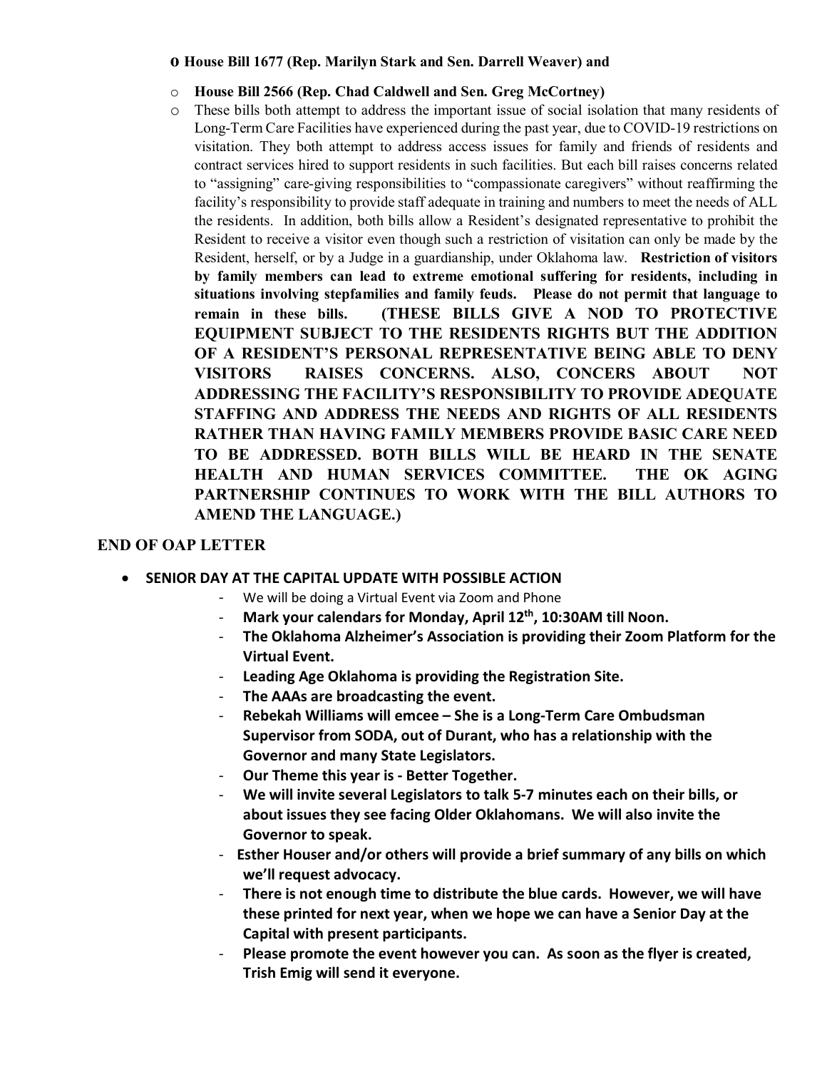- **House Bill 1677 (Rep. Marilyn Stark and Sen. Darrell Weaver) and**
- **House Bill 2566 (Rep. Chad Caldwell and Sen. Greg McCortney)**
- These bills both attempt to address the important issue of social isolation that many residents of Long-Term Care Facilities have experienced during the past year, due to COVID-19 restrictions on visitation. They both attempt to address access issues for family and friends of residents and contract services hired to support residents in such facilities. But each bill raises concerns related to "assigning" care-giving responsibilities to "compassionate caregivers" without reaffirming the facility's responsibility to provide staff adequate in training and numbers to meet the needs of ALL the residents. In addition, both bills allow a Resident's designated representative to prohibit the Resident to receive a visitor even though such a restriction of visitation can only be made by the Resident, herself, or by a Judge in a guardianship, under Oklahoma law. **Restriction of visitors by family members can lead to extreme emotional suffering for residents, including in situations involving stepfamilies and family feuds. Please do not permit that language to remain in these bills. (THESE BILLS GIVE A NOD TO PROTECTIVE EQUIPMENT SUBJECT TO THE RESIDENTS RIGHTS BUT THE ADDITION OF A RESIDENT'S PERSONAL REPRESENTATIVE BEING ABLE TO DENY VISITORS RAISES CONCERNS. ALSO, CONCERS ABOUT NOT ADDRESSING THE FACILITY'S RESPONSIBILITY TO PROVIDE ADEQUATE STAFFING AND ADDRESS THE NEEDS AND RIGHTS OF ALL RESIDENTS RATHER THAN HAVING FAMILY MEMBERS PROVIDE BASIC CARE NEED TO BE ADDRESSED. BOTH BILLS WILL BE HEARD IN THE SENATE HEALTH AND HUMAN SERVICES COMMITTEE. THE OK AGING PARTNERSHIP CONTINUES TO WORK WITH THE BILL AUTHORS TO AMEND THE LANGUAGE.)**

**END OF OAP LETTER**

- **SENIOR DAY AT THE CAPITAL UPDATE WITH POSSIBLE ACTION**
  - We will be doing a Virtual Event via Zoom and Phone
  - **Mark your calendars for Monday, April 12th, 10:30AM till Noon.**
  - **The Oklahoma Alzheimer's Association is providing their Zoom Platform for the Virtual Event.**
  - **Leading Age Oklahoma is providing the Registration Site.**
  - **The AAAs are broadcasting the event.**
  - **Rebekah Williams will emcee – She is a Long-Term Care Ombudsman Supervisor from SODA, out of Durant, who has a relationship with the Governor and many State Legislators.**
  - **Our Theme this year is - Better Together.**
  - **We will invite several Legislators to talk 5-7 minutes each on their bills, or about issues they see facing Older Oklahomans. We will also invite the Governor to speak.**
  - **Esther Houser and/or others will provide a brief summary of any bills on which we'll request advocacy.**
  - **There is not enough time to distribute the blue cards. However, we will have these printed for next year, when we hope we can have a Senior Day at the Capital with present participants.**
  - **Please promote the event however you can. As soon as the flyer is created, Trish Emig will send it everyone.**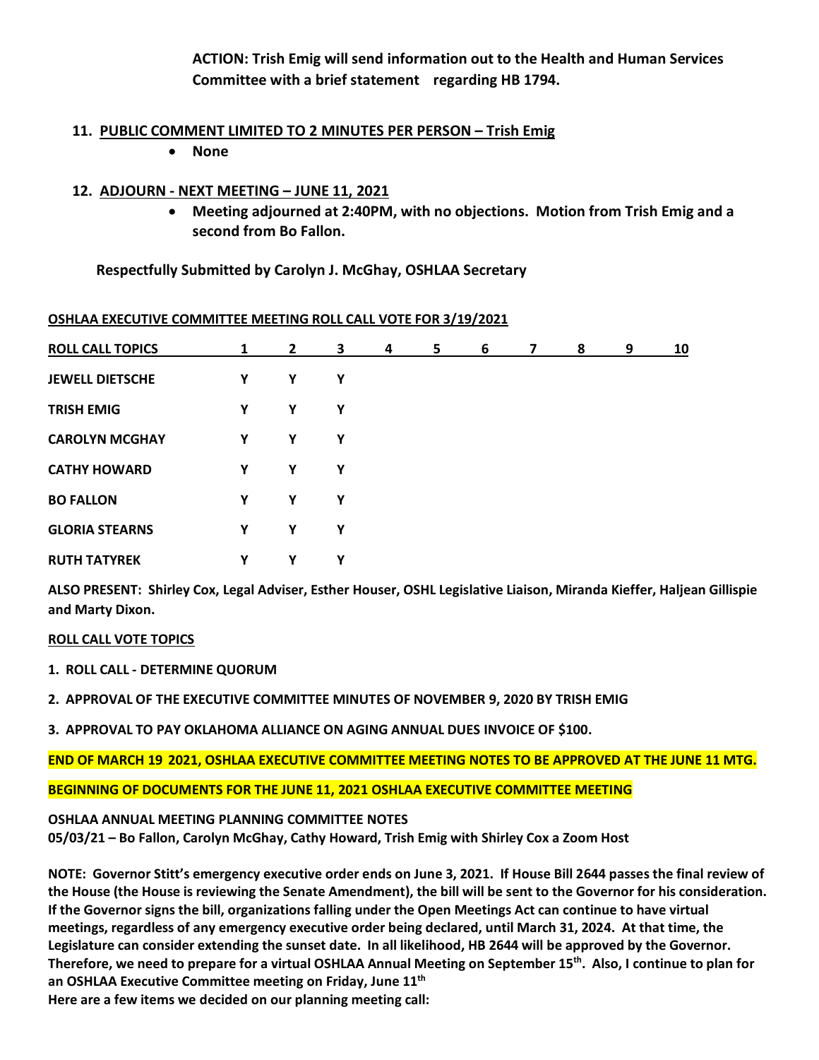**ACTION: Trish Emig will send information out to the Health and Human Services Committee with a brief statement regarding HB 1794.**

11. **PUBLIC COMMENT LIMITED TO 2 MINUTES PER PERSON – Trish Emig**
    - **None**

12. **ADJOURN - NEXT MEETING – JUNE 11, 2021**
    - **Meeting adjourned at 2:40PM, with no objections. Motion from Trish Emig and a second from Bo Fallon.**

**Respectfully Submitted by Carolyn J. McGhay, OSHLAA Secretary**

**OSHLAA EXECUTIVE COMMITTEE MEETING ROLL CALL VOTE FOR 3/19/2021**

| ROLL CALL TOPICS | 1 | 2 | 3 | 4 | 5 | 6 | 7 | 8 | 9 | 10 |
|---|---|---|---|---|---|---|---|---|---|---|
| JEWELL DIETSCHE | Y | Y | Y | | | | | | | |
| TRISH EMIG | Y | Y | Y | | | | | | | |
| CAROLYN MCGHAY | Y | Y | Y | | | | | | | |
| CATHY HOWARD | Y | Y | Y | | | | | | | |
| BO FALLON | Y | Y | Y | | | | | | | |
| GLORIA STEARNS | Y | Y | Y | | | | | | | |
| RUTH TATYREK | Y | Y | Y | | | | | | | |

**ALSO PRESENT: Shirley Cox, Legal Adviser, Esther Houser, OSHL Legislative Liaison, Miranda Kieffer, Haljean Gillispie and Marty Dixon.**

**ROLL CALL VOTE TOPICS**

1. **ROLL CALL - DETERMINE QUORUM**
2. **APPROVAL OF THE EXECUTIVE COMMITTEE MINUTES OF NOVEMBER 9, 2020 BY TRISH EMIG**
3. **APPROVAL TO PAY OKLAHOMA ALLIANCE ON AGING ANNUAL DUES INVOICE OF $100.**

**END OF MARCH 19 2021, OSHLAA EXECUTIVE COMMITTEE MEETING NOTES TO BE APPROVED AT THE JUNE 11 MTG.**

**BEGINNING OF DOCUMENTS FOR THE JUNE 11, 2021 OSHLAA EXECUTIVE COMMITTEE MEETING**

**OSHLAA ANNUAL MEETING PLANNING COMMITTEE NOTES**
**05/03/21 – Bo Fallon, Carolyn McGhay, Cathy Howard, Trish Emig with Shirley Cox a Zoom Host**

**NOTE: Governor Stitt's emergency executive order ends on June 3, 2021. If House Bill 2644 passes the final review of the House (the House is reviewing the Senate Amendment), the bill will be sent to the Governor for his consideration. If the Governor signs the bill, organizations falling under the Open Meetings Act can continue to have virtual meetings, regardless of any emergency executive order being declared, until March 31, 2024. At that time, the Legislature can consider extending the sunset date. In all likelihood, HB 2644 will be approved by the Governor. Therefore, we need to prepare for a virtual OSHLAA Annual Meeting on September 15th. Also, I continue to plan for an OSHLAA Executive Committee meeting on Friday, June 11th**
**Here are a few items we decided on our planning meeting call:**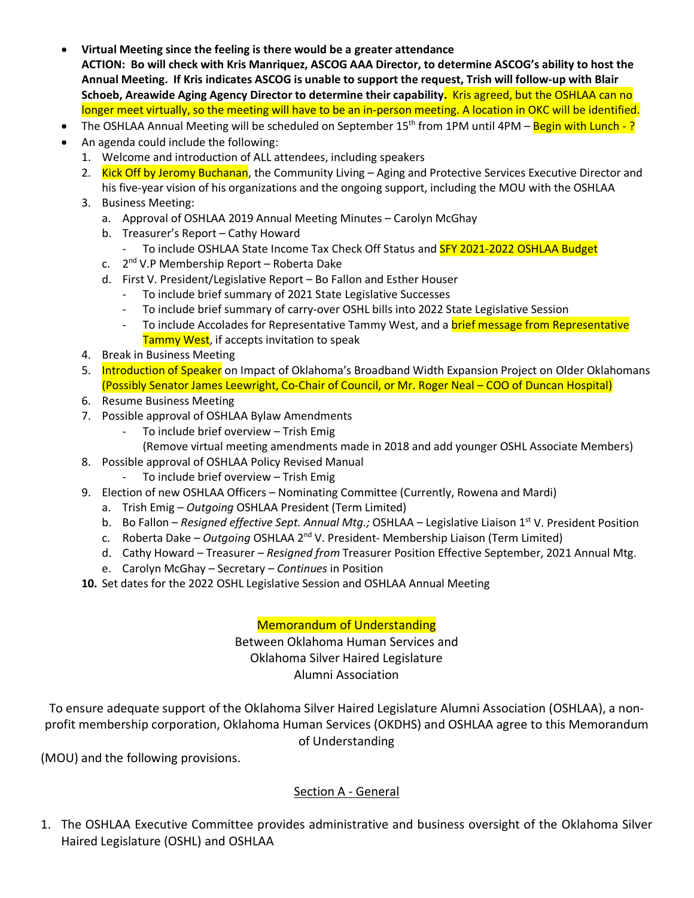- **Virtual Meeting since the feeling is there would be a greater attendance**
  **ACTION: Bo will check with Kris Manriquez, ASCOG AAA Director, to determine ASCOG's ability to host the Annual Meeting. If Kris indicates ASCOG is unable to support the request, Trish will follow-up with Blair Schoeb, Areawide Aging Agency Director to determine their capability.** Kris agreed, but the OSHLAA can no longer meet virtually, so the meeting will have to be an in-person meeting. A location in OKC will be identified.
- The OSHLAA Annual Meeting will be scheduled on September 15th from 1PM until 4PM – Begin with Lunch - ?
- An agenda could include the following:
  1. Welcome and introduction of ALL attendees, including speakers
  2. Kick Off by Jeromy Buchanan, the Community Living – Aging and Protective Services Executive Director and his five-year vision of his organizations and the ongoing support, including the MOU with the OSHLAA
  3. Business Meeting:
     a. Approval of OSHLAA 2019 Annual Meeting Minutes – Carolyn McGhay
     b. Treasurer's Report – Cathy Howard
        - To include OSHLAA State Income Tax Check Off Status and SFY 2021-2022 OSHLAA Budget
     c. 2nd V.P Membership Report – Roberta Dake
     d. First V. President/Legislative Report – Bo Fallon and Esther Houser
        - To include brief summary of 2021 State Legislative Successes
        - To include brief summary of carry-over OSHL bills into 2022 State Legislative Session
        - To include Accolades for Representative Tammy West, and a brief message from Representative Tammy West, if accepts invitation to speak
  4. Break in Business Meeting
  5. Introduction of Speaker on Impact of Oklahoma's Broadband Width Expansion Project on Older Oklahomans (Possibly Senator James Leewright, Co-Chair of Council, or Mr. Roger Neal – COO of Duncan Hospital)
  6. Resume Business Meeting
  7. Possible approval of OSHLAA Bylaw Amendments
     - To include brief overview – Trish Emig
       (Remove virtual meeting amendments made in 2018 and add younger OSHL Associate Members)
  8. Possible approval of OSHLAA Policy Revised Manual
     - To include brief overview – Trish Emig
  9. Election of new OSHLAA Officers – Nominating Committee (Currently, Rowena and Mardi)
     a. Trish Emig – *Outgoing* OSHLAA President (Term Limited)
     b. Bo Fallon – *Resigned effective Sept. Annual Mtg.;* OSHLAA – Legislative Liaison 1st V. President Position
     c. Roberta Dake – *Outgoing* OSHLAA 2nd V. President- Membership Liaison (Term Limited)
     d. Cathy Howard – Treasurer – *Resigned from* Treasurer Position Effective September, 2021 Annual Mtg.
     e. Carolyn McGhay – Secretary – *Continues* in Position
  10. Set dates for the 2022 OSHL Legislative Session and OSHLAA Annual Meeting

<div align="center">

Memorandum of Understanding

Between Oklahoma Human Services and

Oklahoma Silver Haired Legislature

Alumni Association

</div>

To ensure adequate support of the Oklahoma Silver Haired Legislature Alumni Association (OSHLAA), a non-profit membership corporation, Oklahoma Human Services (OKDHS) and OSHLAA agree to this Memorandum of Understanding (MOU) and the following provisions.

## Section A - General

1. The OSHLAA Executive Committee provides administrative and business oversight of the Oklahoma Silver Haired Legislature (OSHL) and OSHLAA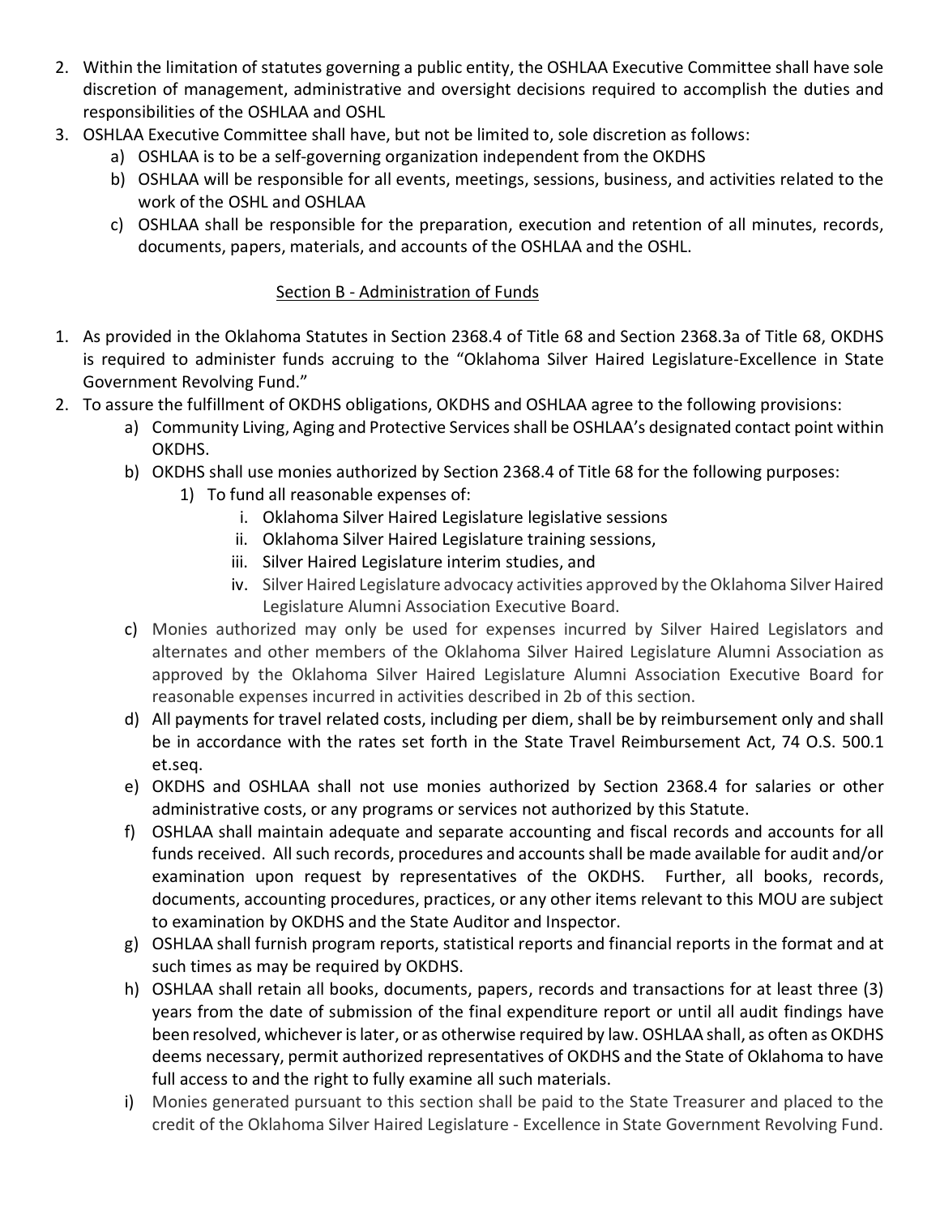2. Within the limitation of statutes governing a public entity, the OSHLAA Executive Committee shall have sole discretion of management, administrative and oversight decisions required to accomplish the duties and responsibilities of the OSHLAA and OSHL
3. OSHLAA Executive Committee shall have, but not be limited to, sole discretion as follows:
   a) OSHLAA is to be a self-governing organization independent from the OKDHS
   b) OSHLAA will be responsible for all events, meetings, sessions, business, and activities related to the work of the OSHL and OSHLAA
   c) OSHLAA shall be responsible for the preparation, execution and retention of all minutes, records, documents, papers, materials, and accounts of the OSHLAA and the OSHL.

## Section B - Administration of Funds

1. As provided in the Oklahoma Statutes in Section 2368.4 of Title 68 and Section 2368.3a of Title 68, OKDHS is required to administer funds accruing to the "Oklahoma Silver Haired Legislature-Excellence in State Government Revolving Fund."
2. To assure the fulfillment of OKDHS obligations, OKDHS and OSHLAA agree to the following provisions:
   a) Community Living, Aging and Protective Services shall be OSHLAA's designated contact point within OKDHS.
   b) OKDHS shall use monies authorized by Section 2368.4 of Title 68 for the following purposes:
      1) To fund all reasonable expenses of:
         i. Oklahoma Silver Haired Legislature legislative sessions
         ii. Oklahoma Silver Haired Legislature training sessions,
         iii. Silver Haired Legislature interim studies, and
         iv. Silver Haired Legislature advocacy activities approved by the Oklahoma Silver Haired Legislature Alumni Association Executive Board.
   c) Monies authorized may only be used for expenses incurred by Silver Haired Legislators and alternates and other members of the Oklahoma Silver Haired Legislature Alumni Association as approved by the Oklahoma Silver Haired Legislature Alumni Association Executive Board for reasonable expenses incurred in activities described in 2b of this section.
   d) All payments for travel related costs, including per diem, shall be by reimbursement only and shall be in accordance with the rates set forth in the State Travel Reimbursement Act, 74 O.S. 500.1 et.seq.
   e) OKDHS and OSHLAA shall not use monies authorized by Section 2368.4 for salaries or other administrative costs, or any programs or services not authorized by this Statute.
   f) OSHLAA shall maintain adequate and separate accounting and fiscal records and accounts for all funds received. All such records, procedures and accounts shall be made available for audit and/or examination upon request by representatives of the OKDHS. Further, all books, records, documents, accounting procedures, practices, or any other items relevant to this MOU are subject to examination by OKDHS and the State Auditor and Inspector.
   g) OSHLAA shall furnish program reports, statistical reports and financial reports in the format and at such times as may be required by OKDHS.
   h) OSHLAA shall retain all books, documents, papers, records and transactions for at least three (3) years from the date of submission of the final expenditure report or until all audit findings have been resolved, whichever is later, or as otherwise required by law. OSHLAA shall, as often as OKDHS deems necessary, permit authorized representatives of OKDHS and the State of Oklahoma to have full access to and the right to fully examine all such materials.
   i) Monies generated pursuant to this section shall be paid to the State Treasurer and placed to the credit of the Oklahoma Silver Haired Legislature - Excellence in State Government Revolving Fund.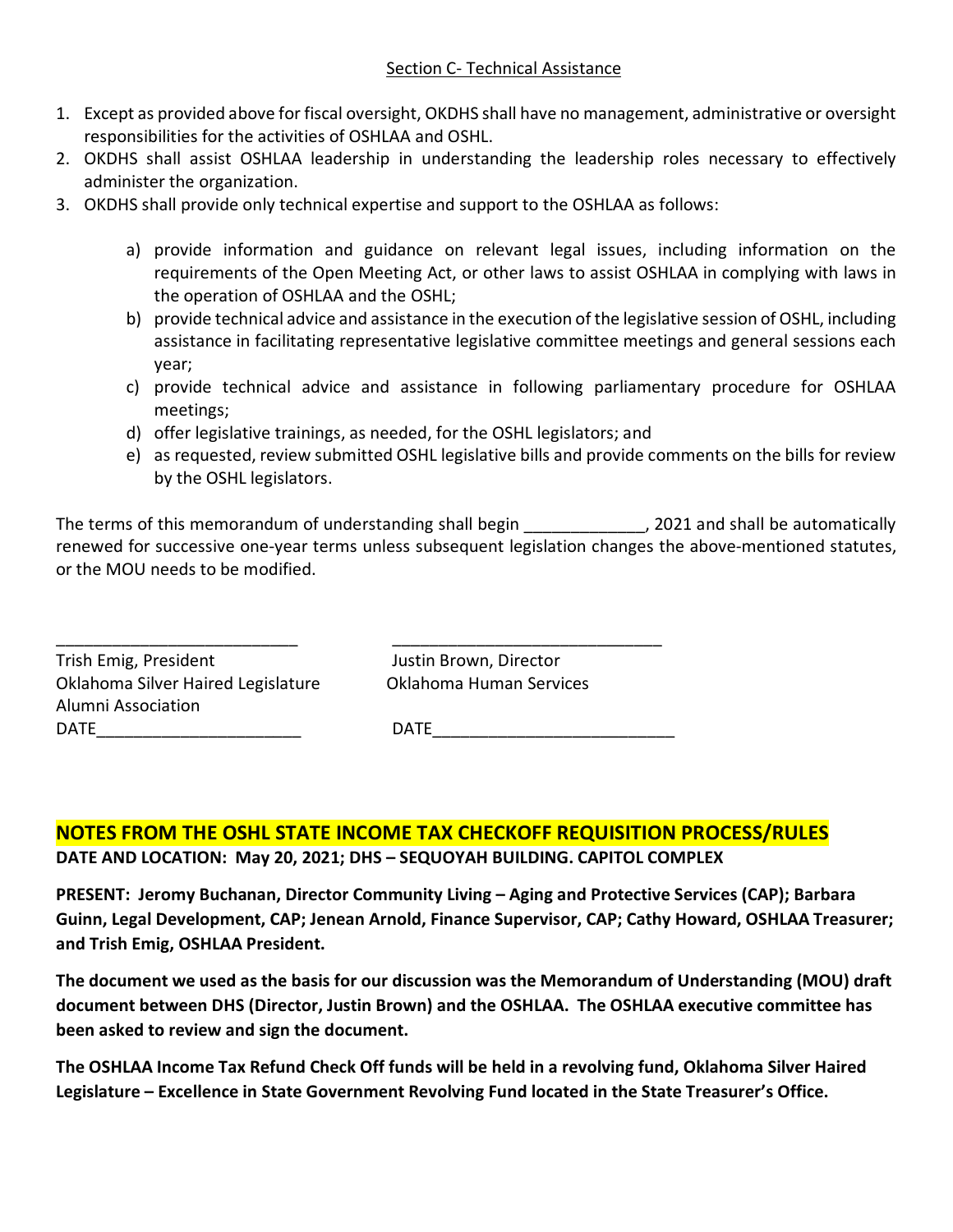## Section C- Technical Assistance

1. Except as provided above for fiscal oversight, OKDHS shall have no management, administrative or oversight responsibilities for the activities of OSHLAA and OSHL.
2. OKDHS shall assist OSHLAA leadership in understanding the leadership roles necessary to effectively administer the organization.
3. OKDHS shall provide only technical expertise and support to the OSHLAA as follows:

   a) provide information and guidance on relevant legal issues, including information on the requirements of the Open Meeting Act, or other laws to assist OSHLAA in complying with laws in the operation of OSHLAA and the OSHL;
   b) provide technical advice and assistance in the execution of the legislative session of OSHL, including assistance in facilitating representative legislative committee meetings and general sessions each year;
   c) provide technical advice and assistance in following parliamentary procedure for OSHLAA meetings;
   d) offer legislative trainings, as needed, for the OSHL legislators; and
   e) as requested, review submitted OSHL legislative bills and provide comments on the bills for review by the OSHL legislators.

The terms of this memorandum of understanding shall begin _____________, 2021 and shall be automatically renewed for successive one-year terms unless subsequent legislation changes the above-mentioned statutes, or the MOU needs to be modified.

___________________________

Trish Emig, President
Oklahoma Silver Haired Legislature Alumni Association
DATE______________________

_____________________________

Justin Brown, Director
Oklahoma Human Services
DATE__________________________

## NOTES FROM THE OSHL STATE INCOME TAX CHECKOFF REQUISITION PROCESS/RULES

**DATE AND LOCATION: May 20, 2021; DHS – SEQUOYAH BUILDING. CAPITOL COMPLEX**

**PRESENT: Jeromy Buchanan, Director Community Living – Aging and Protective Services (CAP); Barbara Guinn, Legal Development, CAP; Jenean Arnold, Finance Supervisor, CAP; Cathy Howard, OSHLAA Treasurer; and Trish Emig, OSHLAA President.**

**The document we used as the basis for our discussion was the Memorandum of Understanding (MOU) draft document between DHS (Director, Justin Brown) and the OSHLAA. The OSHLAA executive committee has been asked to review and sign the document.**

**The OSHLAA Income Tax Refund Check Off funds will be held in a revolving fund, Oklahoma Silver Haired Legislature – Excellence in State Government Revolving Fund located in the State Treasurer's Office.**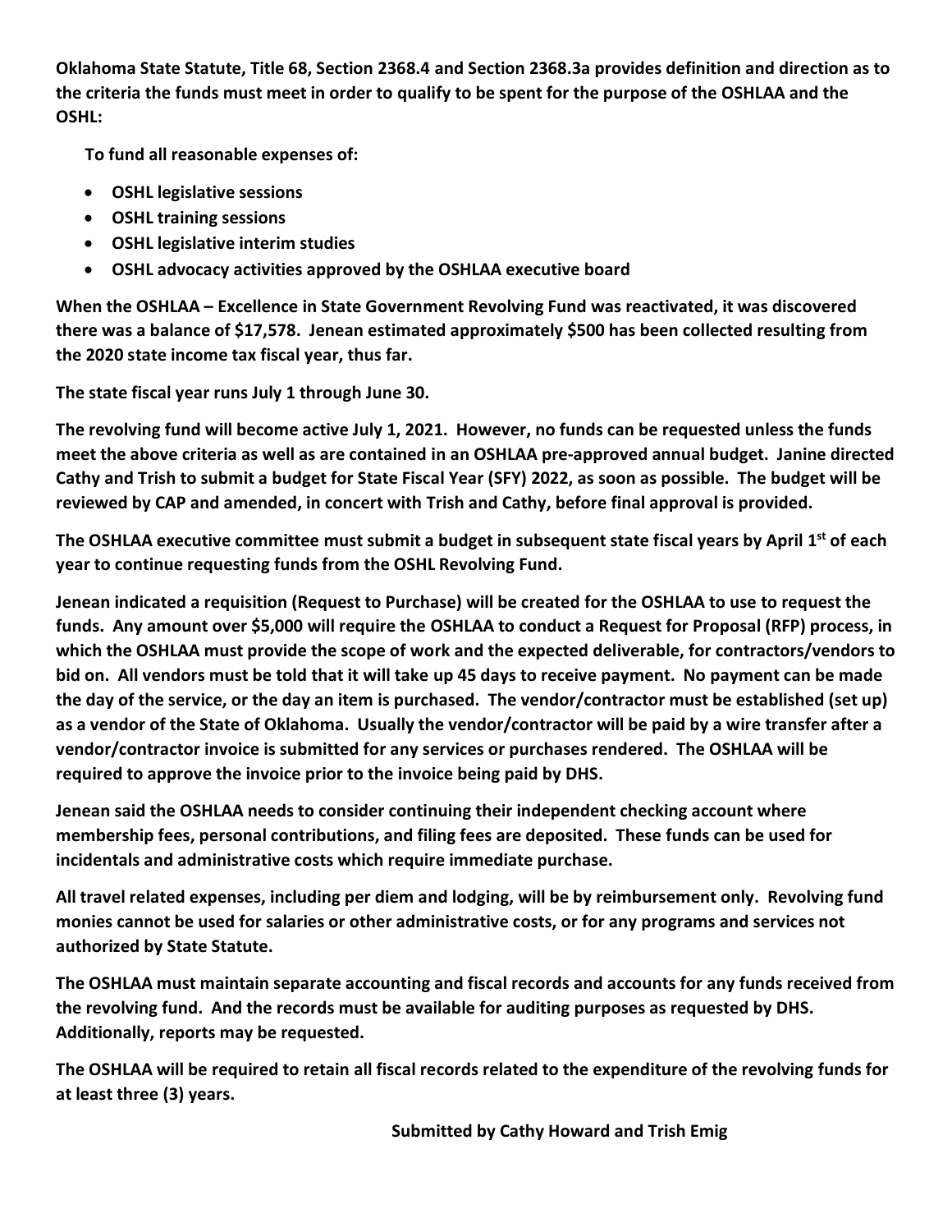**Oklahoma State Statute, Title 68, Section 2368.4 and Section 2368.3a provides definition and direction as to the criteria the funds must meet in order to qualify to be spent for the purpose of the OSHLAA and the OSHL:**

**To fund all reasonable expenses of:**

- **OSHL legislative sessions**
- **OSHL training sessions**
- **OSHL legislative interim studies**
- **OSHL advocacy activities approved by the OSHLAA executive board**

**When the OSHLAA – Excellence in State Government Revolving Fund was reactivated, it was discovered there was a balance of $17,578. Jenean estimated approximately $500 has been collected resulting from the 2020 state income tax fiscal year, thus far.**

**The state fiscal year runs July 1 through June 30.**

**The revolving fund will become active July 1, 2021. However, no funds can be requested unless the funds meet the above criteria as well as are contained in an OSHLAA pre-approved annual budget. Janine directed Cathy and Trish to submit a budget for State Fiscal Year (SFY) 2022, as soon as possible. The budget will be reviewed by CAP and amended, in concert with Trish and Cathy, before final approval is provided.**

**The OSHLAA executive committee must submit a budget in subsequent state fiscal years by April 1st of each year to continue requesting funds from the OSHL Revolving Fund.**

**Jenean indicated a requisition (Request to Purchase) will be created for the OSHLAA to use to request the funds. Any amount over $5,000 will require the OSHLAA to conduct a Request for Proposal (RFP) process, in which the OSHLAA must provide the scope of work and the expected deliverable, for contractors/vendors to bid on. All vendors must be told that it will take up 45 days to receive payment. No payment can be made the day of the service, or the day an item is purchased. The vendor/contractor must be established (set up) as a vendor of the State of Oklahoma. Usually the vendor/contractor will be paid by a wire transfer after a vendor/contractor invoice is submitted for any services or purchases rendered. The OSHLAA will be required to approve the invoice prior to the invoice being paid by DHS.**

**Jenean said the OSHLAA needs to consider continuing their independent checking account where membership fees, personal contributions, and filing fees are deposited. These funds can be used for incidentals and administrative costs which require immediate purchase.**

**All travel related expenses, including per diem and lodging, will be by reimbursement only. Revolving fund monies cannot be used for salaries or other administrative costs, or for any programs and services not authorized by State Statute.**

**The OSHLAA must maintain separate accounting and fiscal records and accounts for any funds received from the revolving fund. And the records must be available for auditing purposes as requested by DHS. Additionally, reports may be requested.**

**The OSHLAA will be required to retain all fiscal records related to the expenditure of the revolving funds for at least three (3) years.**

**Submitted by Cathy Howard and Trish Emig**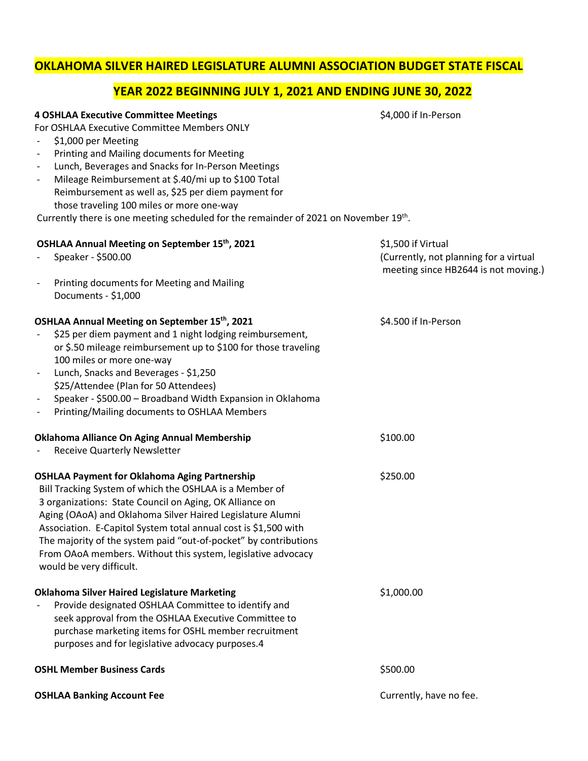# OKLAHOMA SILVER HAIRED LEGISLATURE ALUMNI ASSOCIATION BUDGET STATE FISCAL YEAR 2022 BEGINNING JULY 1, 2021 AND ENDING JUNE 30, 2022

**4 OSHLAA Executive Committee Meetings** — $4,000 if In-Person

For OSHLAA Executive Committee Members ONLY

- $1,000 per Meeting
- Printing and Mailing documents for Meeting
- Lunch, Beverages and Snacks for In-Person Meetings
- Mileage Reimbursement at $.40/mi up to $100 Total Reimbursement as well as, $25 per diem payment for those traveling 100 miles or more one-way

Currently there is one meeting scheduled for the remainder of 2021 on November 19th.

**OSHLAA Annual Meeting on September 15th, 2021** — $1,500 if Virtual (Currently, not planning for a virtual meeting since HB2644 is not moving.)

- Speaker - $500.00
- Printing documents for Meeting and Mailing Documents - $1,000

**OSHLAA Annual Meeting on September 15th, 2021** — $4.500 if In-Person

- $25 per diem payment and 1 night lodging reimbursement, or $.50 mileage reimbursement up to $100 for those traveling 100 miles or more one-way
- Lunch, Snacks and Beverages - $1,250 $25/Attendee (Plan for 50 Attendees)
- Speaker - $500.00 – Broadband Width Expansion in Oklahoma
- Printing/Mailing documents to OSHLAA Members

**Oklahoma Alliance On Aging Annual Membership** — $100.00

- Receive Quarterly Newsletter

**OSHLAA Payment for Oklahoma Aging Partnership** — $250.00

Bill Tracking System of which the OSHLAA is a Member of 3 organizations: State Council on Aging, OK Alliance on Aging (OAoA) and Oklahoma Silver Haired Legislature Alumni Association. E-Capitol System total annual cost is $1,500 with The majority of the system paid "out-of-pocket" by contributions From OAoA members. Without this system, legislative advocacy would be very difficult.

**Oklahoma Silver Haired Legislature Marketing** — $1,000.00

- Provide designated OSHLAA Committee to identify and seek approval from the OSHLAA Executive Committee to purchase marketing items for OSHL member recruitment purposes and for legislative advocacy purposes.4

**OSHL Member Business Cards** — $500.00

**OSHLAA Banking Account Fee** — Currently, have no fee.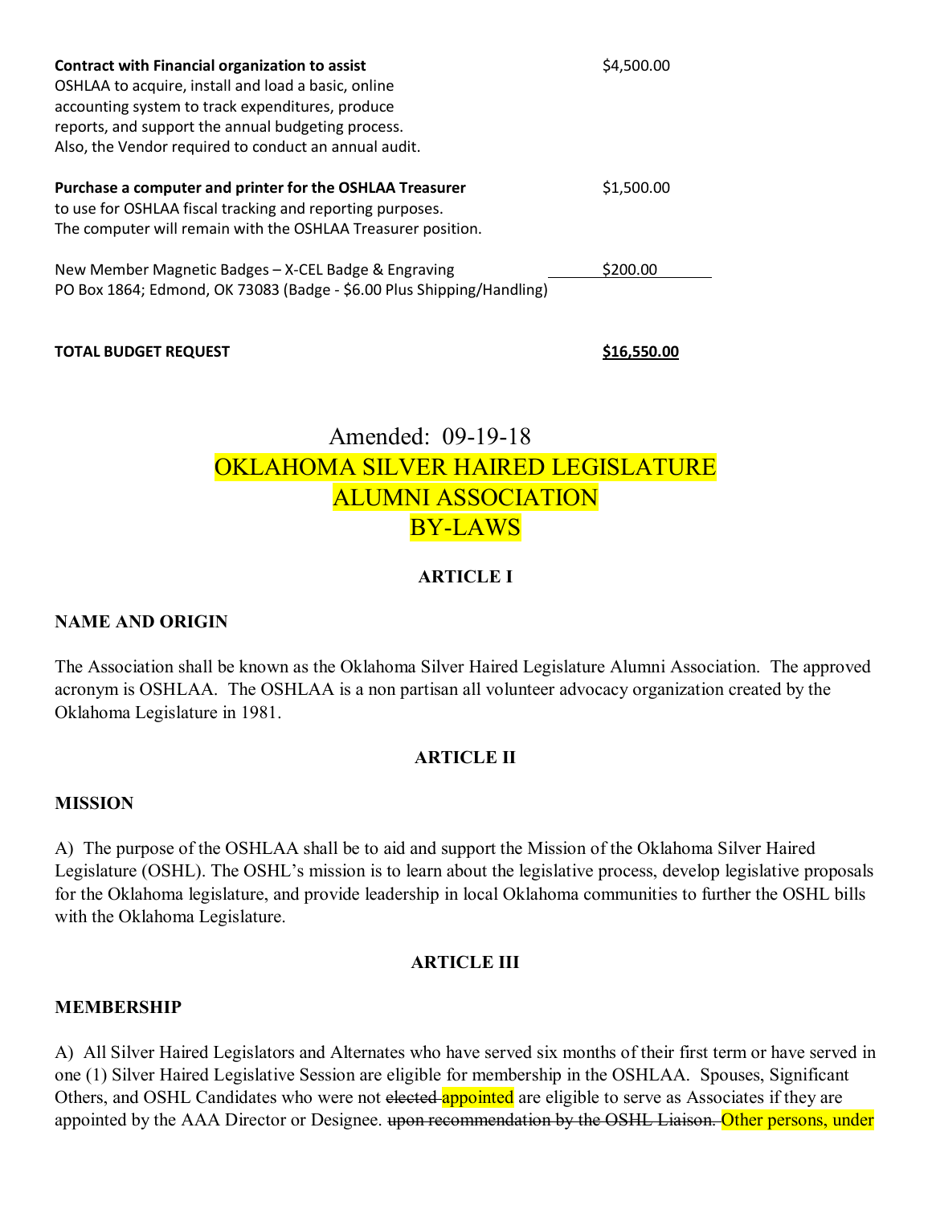**Contract with Financial organization to assist** OSHLAA to acquire, install and load a basic, online accounting system to track expenditures, produce reports, and support the annual budgeting process. Also, the Vendor required to conduct an annual audit. — $4,500.00

**Purchase a computer and printer for the OSHLAA Treasurer** to use for OSHLAA fiscal tracking and reporting purposes. The computer will remain with the OSHLAA Treasurer position. — $1,500.00

New Member Magnetic Badges – X-CEL Badge & Engraving PO Box 1864; Edmond, OK 73083 (Badge - $6.00 Plus Shipping/Handling) — $200.00

**TOTAL BUDGET REQUEST** — **$16,550.00**

Amended: 09-19-18

# OKLAHOMA SILVER HAIRED LEGISLATURE ALUMNI ASSOCIATION BY-LAWS

## ARTICLE I

### NAME AND ORIGIN

The Association shall be known as the Oklahoma Silver Haired Legislature Alumni Association. The approved acronym is OSHLAA. The OSHLAA is a non partisan all volunteer advocacy organization created by the Oklahoma Legislature in 1981.

## ARTICLE II

### MISSION

A) The purpose of the OSHLAA shall be to aid and support the Mission of the Oklahoma Silver Haired Legislature (OSHL). The OSHL's mission is to learn about the legislative process, develop legislative proposals for the Oklahoma legislature, and provide leadership in local Oklahoma communities to further the OSHL bills with the Oklahoma Legislature.

## ARTICLE III

### MEMBERSHIP

A) All Silver Haired Legislators and Alternates who have served six months of their first term or have served in one (1) Silver Haired Legislative Session are eligible for membership in the OSHLAA. Spouses, Significant Others, and OSHL Candidates who were not ~~elected~~ appointed are eligible to serve as Associates if they are appointed by the AAA Director or Designee. ~~upon recommendation by the OSHL Liaison.~~ Other persons, under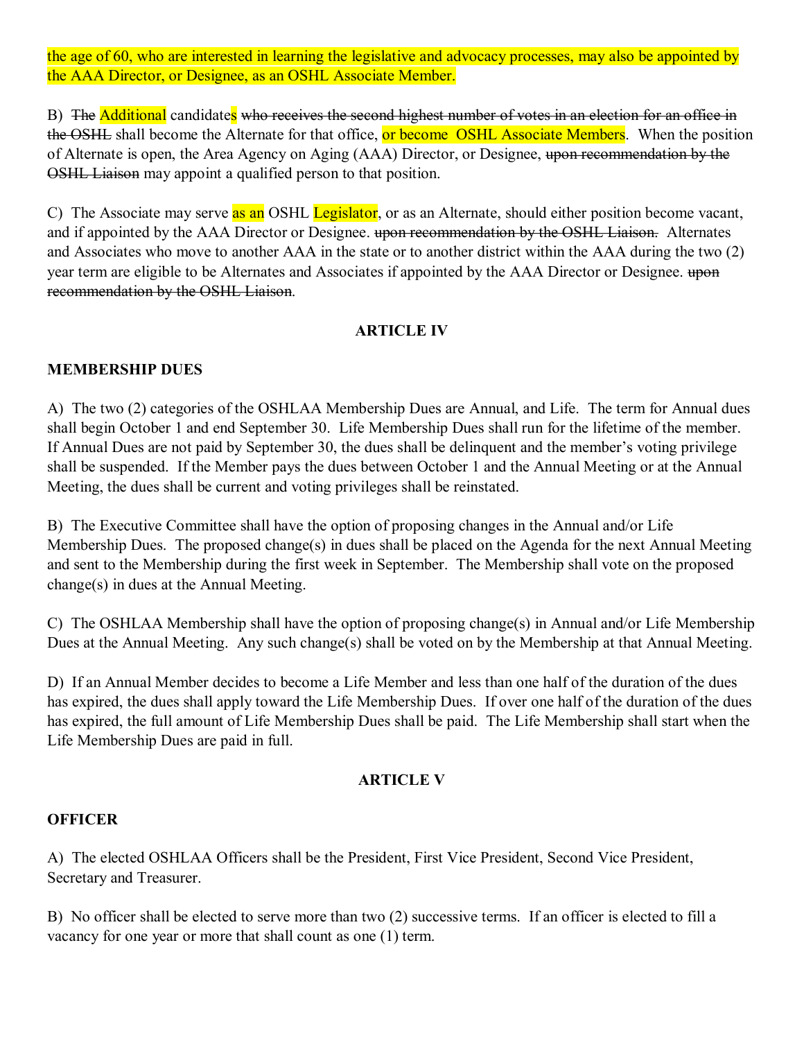the age of 60, who are interested in learning the legislative and advocacy processes, may also be appointed by the AAA Director, or Designee, as an OSHL Associate Member.

B) ~~The~~ Additional candidates ~~who receives the second highest number of votes in an election for an office in the OSHL~~ shall become the Alternate for that office, or become OSHL Associate Members. When the position of Alternate is open, the Area Agency on Aging (AAA) Director, or Designee, ~~upon recommendation by the OSHL Liaison~~ may appoint a qualified person to that position.

C) The Associate may serve as an OSHL Legislator, or as an Alternate, should either position become vacant, and if appointed by the AAA Director or Designee. ~~upon recommendation by the OSHL Liaison.~~ Alternates and Associates who move to another AAA in the state or to another district within the AAA during the two (2) year term are eligible to be Alternates and Associates if appointed by the AAA Director or Designee. ~~upon recommendation by the OSHL Liaison~~.

**ARTICLE IV**

**MEMBERSHIP DUES**

A) The two (2) categories of the OSHLAA Membership Dues are Annual, and Life. The term for Annual dues shall begin October 1 and end September 30. Life Membership Dues shall run for the lifetime of the member. If Annual Dues are not paid by September 30, the dues shall be delinquent and the member's voting privilege shall be suspended. If the Member pays the dues between October 1 and the Annual Meeting or at the Annual Meeting, the dues shall be current and voting privileges shall be reinstated.

B) The Executive Committee shall have the option of proposing changes in the Annual and/or Life Membership Dues. The proposed change(s) in dues shall be placed on the Agenda for the next Annual Meeting and sent to the Membership during the first week in September. The Membership shall vote on the proposed change(s) in dues at the Annual Meeting.

C) The OSHLAA Membership shall have the option of proposing change(s) in Annual and/or Life Membership Dues at the Annual Meeting. Any such change(s) shall be voted on by the Membership at that Annual Meeting.

D) If an Annual Member decides to become a Life Member and less than one half of the duration of the dues has expired, the dues shall apply toward the Life Membership Dues. If over one half of the duration of the dues has expired, the full amount of Life Membership Dues shall be paid. The Life Membership shall start when the Life Membership Dues are paid in full.

**ARTICLE V**

**OFFICER**

A) The elected OSHLAA Officers shall be the President, First Vice President, Second Vice President, Secretary and Treasurer.

B) No officer shall be elected to serve more than two (2) successive terms. If an officer is elected to fill a vacancy for one year or more that shall count as one (1) term.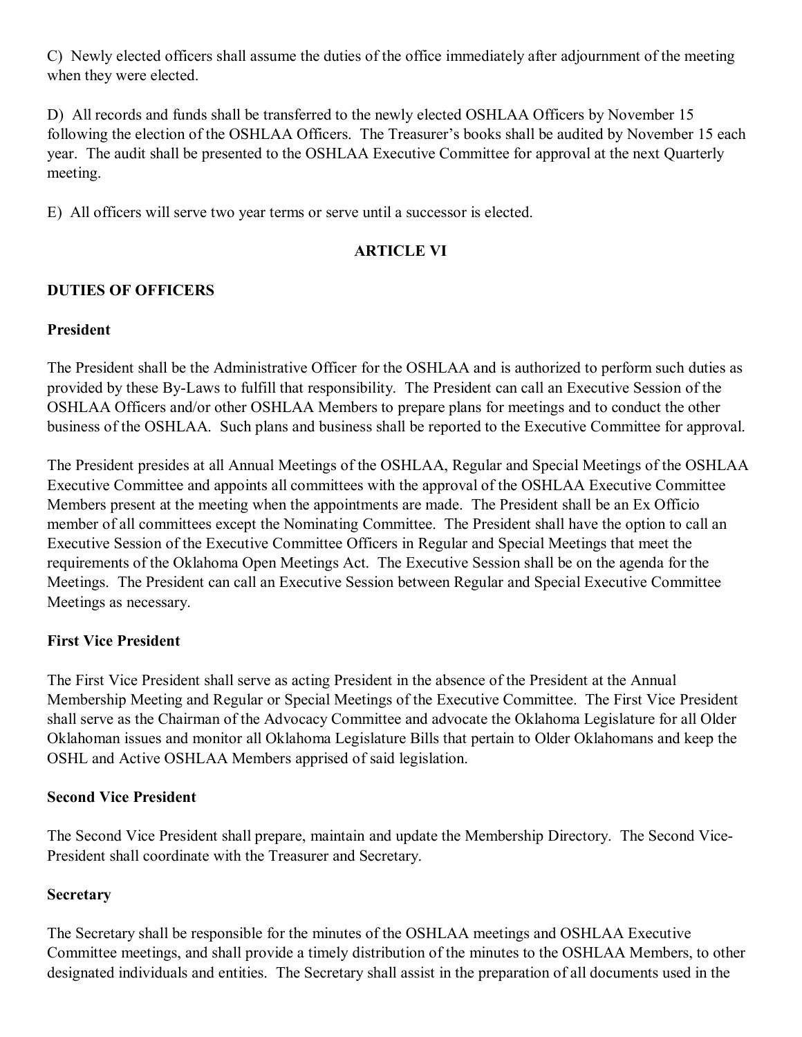C) Newly elected officers shall assume the duties of the office immediately after adjournment of the meeting when they were elected.

D) All records and funds shall be transferred to the newly elected OSHLAA Officers by November 15 following the election of the OSHLAA Officers. The Treasurer's books shall be audited by November 15 each year. The audit shall be presented to the OSHLAA Executive Committee for approval at the next Quarterly meeting.

E) All officers will serve two year terms or serve until a successor is elected.

## ARTICLE VI

### DUTIES OF OFFICERS

**President**

The President shall be the Administrative Officer for the OSHLAA and is authorized to perform such duties as provided by these By-Laws to fulfill that responsibility. The President can call an Executive Session of the OSHLAA Officers and/or other OSHLAA Members to prepare plans for meetings and to conduct the other business of the OSHLAA. Such plans and business shall be reported to the Executive Committee for approval.

The President presides at all Annual Meetings of the OSHLAA, Regular and Special Meetings of the OSHLAA Executive Committee and appoints all committees with the approval of the OSHLAA Executive Committee Members present at the meeting when the appointments are made. The President shall be an Ex Officio member of all committees except the Nominating Committee. The President shall have the option to call an Executive Session of the Executive Committee Officers in Regular and Special Meetings that meet the requirements of the Oklahoma Open Meetings Act. The Executive Session shall be on the agenda for the Meetings. The President can call an Executive Session between Regular and Special Executive Committee Meetings as necessary.

**First Vice President**

The First Vice President shall serve as acting President in the absence of the President at the Annual Membership Meeting and Regular or Special Meetings of the Executive Committee. The First Vice President shall serve as the Chairman of the Advocacy Committee and advocate the Oklahoma Legislature for all Older Oklahoman issues and monitor all Oklahoma Legislature Bills that pertain to Older Oklahomans and keep the OSHL and Active OSHLAA Members apprised of said legislation.

**Second Vice President**

The Second Vice President shall prepare, maintain and update the Membership Directory. The Second Vice-President shall coordinate with the Treasurer and Secretary.

**Secretary**

The Secretary shall be responsible for the minutes of the OSHLAA meetings and OSHLAA Executive Committee meetings, and shall provide a timely distribution of the minutes to the OSHLAA Members, to other designated individuals and entities. The Secretary shall assist in the preparation of all documents used in the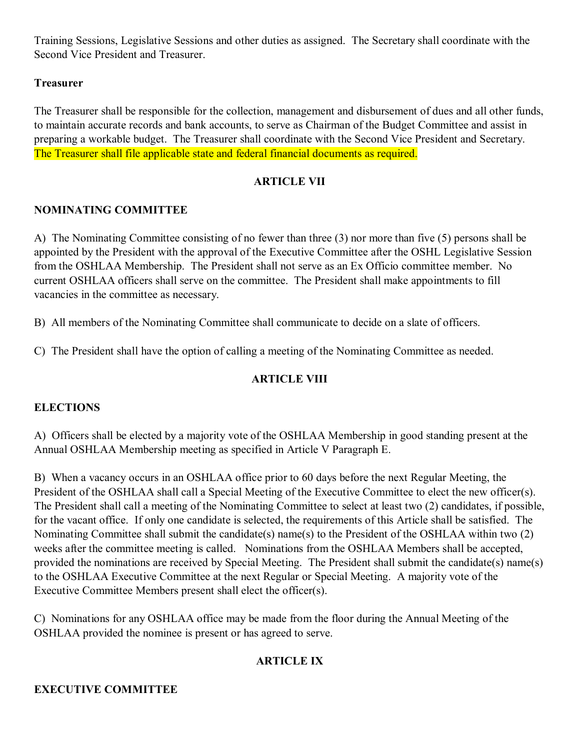Training Sessions, Legislative Sessions and other duties as assigned. The Secretary shall coordinate with the Second Vice President and Treasurer.

**Treasurer**

The Treasurer shall be responsible for the collection, management and disbursement of dues and all other funds, to maintain accurate records and bank accounts, to serve as Chairman of the Budget Committee and assist in preparing a workable budget. The Treasurer shall coordinate with the Second Vice President and Secretary. The Treasurer shall file applicable state and federal financial documents as required.

## ARTICLE VII

**NOMINATING COMMITTEE**

A) The Nominating Committee consisting of no fewer than three (3) nor more than five (5) persons shall be appointed by the President with the approval of the Executive Committee after the OSHL Legislative Session from the OSHLAA Membership. The President shall not serve as an Ex Officio committee member. No current OSHLAA officers shall serve on the committee. The President shall make appointments to fill vacancies in the committee as necessary.

B) All members of the Nominating Committee shall communicate to decide on a slate of officers.

C) The President shall have the option of calling a meeting of the Nominating Committee as needed.

## ARTICLE VIII

**ELECTIONS**

A) Officers shall be elected by a majority vote of the OSHLAA Membership in good standing present at the Annual OSHLAA Membership meeting as specified in Article V Paragraph E.

B) When a vacancy occurs in an OSHLAA office prior to 60 days before the next Regular Meeting, the President of the OSHLAA shall call a Special Meeting of the Executive Committee to elect the new officer(s). The President shall call a meeting of the Nominating Committee to select at least two (2) candidates, if possible, for the vacant office. If only one candidate is selected, the requirements of this Article shall be satisfied. The Nominating Committee shall submit the candidate(s) name(s) to the President of the OSHLAA within two (2) weeks after the committee meeting is called. Nominations from the OSHLAA Members shall be accepted, provided the nominations are received by Special Meeting. The President shall submit the candidate(s) name(s) to the OSHLAA Executive Committee at the next Regular or Special Meeting. A majority vote of the Executive Committee Members present shall elect the officer(s).

C) Nominations for any OSHLAA office may be made from the floor during the Annual Meeting of the OSHLAA provided the nominee is present or has agreed to serve.

## ARTICLE IX

**EXECUTIVE COMMITTEE**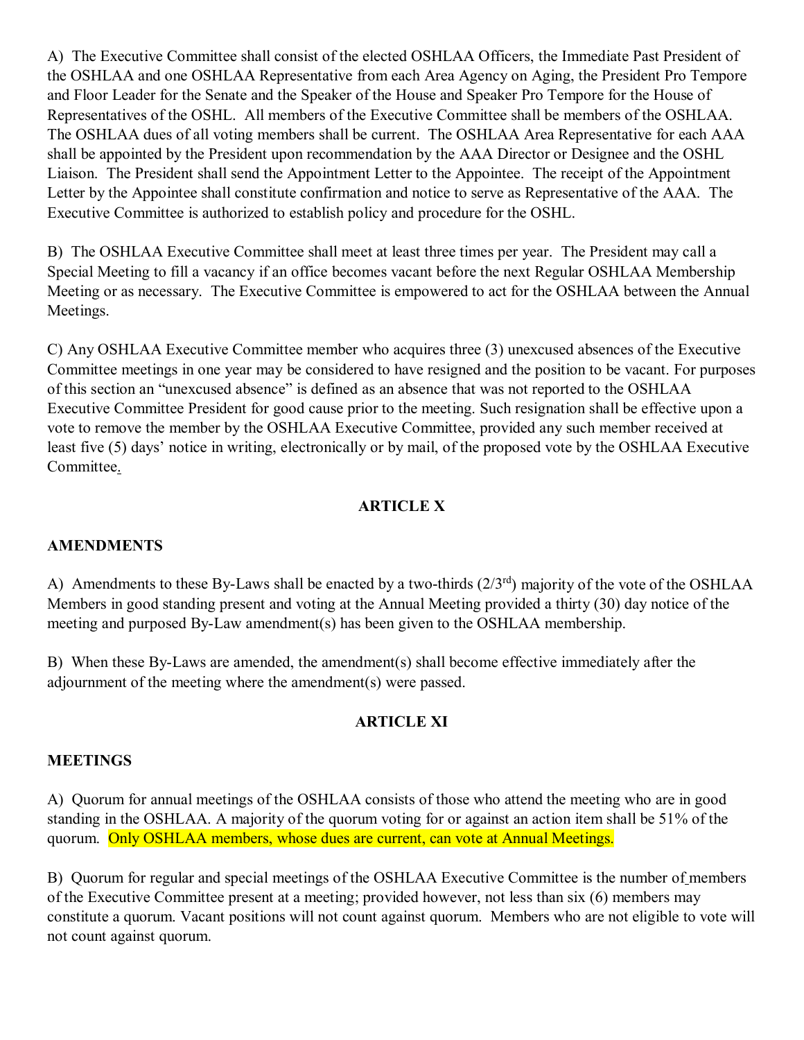A) The Executive Committee shall consist of the elected OSHLAA Officers, the Immediate Past President of the OSHLAA and one OSHLAA Representative from each Area Agency on Aging, the President Pro Tempore and Floor Leader for the Senate and the Speaker of the House and Speaker Pro Tempore for the House of Representatives of the OSHL. All members of the Executive Committee shall be members of the OSHLAA. The OSHLAA dues of all voting members shall be current. The OSHLAA Area Representative for each AAA shall be appointed by the President upon recommendation by the AAA Director or Designee and the OSHL Liaison. The President shall send the Appointment Letter to the Appointee. The receipt of the Appointment Letter by the Appointee shall constitute confirmation and notice to serve as Representative of the AAA. The Executive Committee is authorized to establish policy and procedure for the OSHL.

B) The OSHLAA Executive Committee shall meet at least three times per year. The President may call a Special Meeting to fill a vacancy if an office becomes vacant before the next Regular OSHLAA Membership Meeting or as necessary. The Executive Committee is empowered to act for the OSHLAA between the Annual Meetings.

C) Any OSHLAA Executive Committee member who acquires three (3) unexcused absences of the Executive Committee meetings in one year may be considered to have resigned and the position to be vacant. For purposes of this section an "unexcused absence" is defined as an absence that was not reported to the OSHLAA Executive Committee President for good cause prior to the meeting. Such resignation shall be effective upon a vote to remove the member by the OSHLAA Executive Committee, provided any such member received at least five (5) days' notice in writing, electronically or by mail, of the proposed vote by the OSHLAA Executive Committee.

## ARTICLE X

### AMENDMENTS

A) Amendments to these By-Laws shall be enacted by a two-thirds (2/3rd) majority of the vote of the OSHLAA Members in good standing present and voting at the Annual Meeting provided a thirty (30) day notice of the meeting and purposed By-Law amendment(s) has been given to the OSHLAA membership.

B) When these By-Laws are amended, the amendment(s) shall become effective immediately after the adjournment of the meeting where the amendment(s) were passed.

## ARTICLE XI

### MEETINGS

A) Quorum for annual meetings of the OSHLAA consists of those who attend the meeting who are in good standing in the OSHLAA. A majority of the quorum voting for or against an action item shall be 51% of the quorum. Only OSHLAA members, whose dues are current, can vote at Annual Meetings.

B) Quorum for regular and special meetings of the OSHLAA Executive Committee is the number of members of the Executive Committee present at a meeting; provided however, not less than six (6) members may constitute a quorum. Vacant positions will not count against quorum. Members who are not eligible to vote will not count against quorum.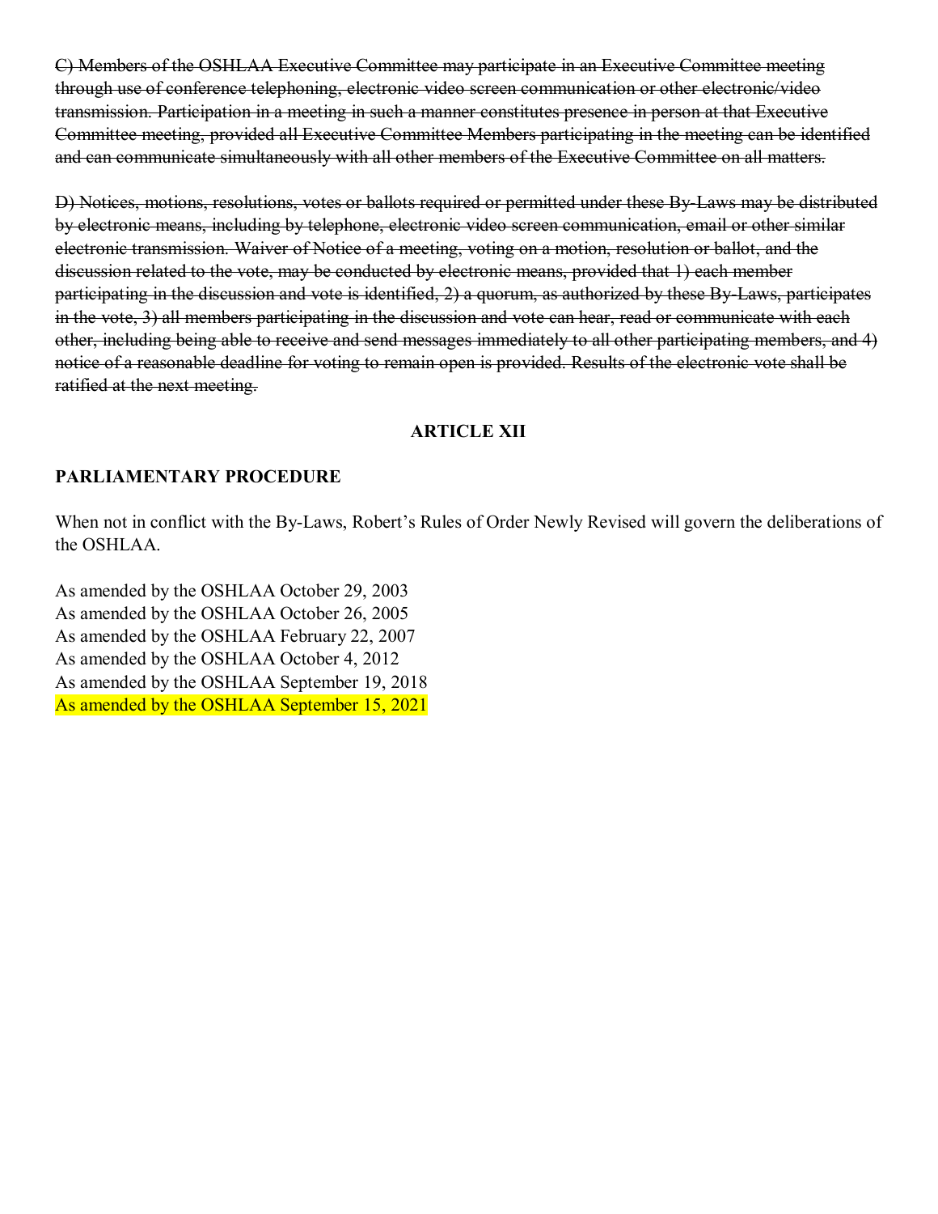~~C) Members of the OSHLAA Executive Committee may participate in an Executive Committee meeting through use of conference telephoning, electronic video screen communication or other electronic/video transmission. Participation in a meeting in such a manner constitutes presence in person at that Executive Committee meeting, provided all Executive Committee Members participating in the meeting can be identified and can communicate simultaneously with all other members of the Executive Committee on all matters.~~

~~D) Notices, motions, resolutions, votes or ballots required or permitted under these By-Laws may be distributed by electronic means, including by telephone, electronic video screen communication, email or other similar electronic transmission. Waiver of Notice of a meeting, voting on a motion, resolution or ballot, and the discussion related to the vote, may be conducted by electronic means, provided that 1) each member participating in the discussion and vote is identified, 2) a quorum, as authorized by these By-Laws, participates in the vote, 3) all members participating in the discussion and vote can hear, read or communicate with each other, including being able to receive and send messages immediately to all other participating members, and 4) notice of a reasonable deadline for voting to remain open is provided. Results of the electronic vote shall be ratified at the next meeting.~~

## ARTICLE XII

### PARLIAMENTARY PROCEDURE

When not in conflict with the By-Laws, Robert's Rules of Order Newly Revised will govern the deliberations of the OSHLAA.

As amended by the OSHLAA October 29, 2003
As amended by the OSHLAA October 26, 2005
As amended by the OSHLAA February 22, 2007
As amended by the OSHLAA October 4, 2012
As amended by the OSHLAA September 19, 2018
As amended by the OSHLAA September 15, 2021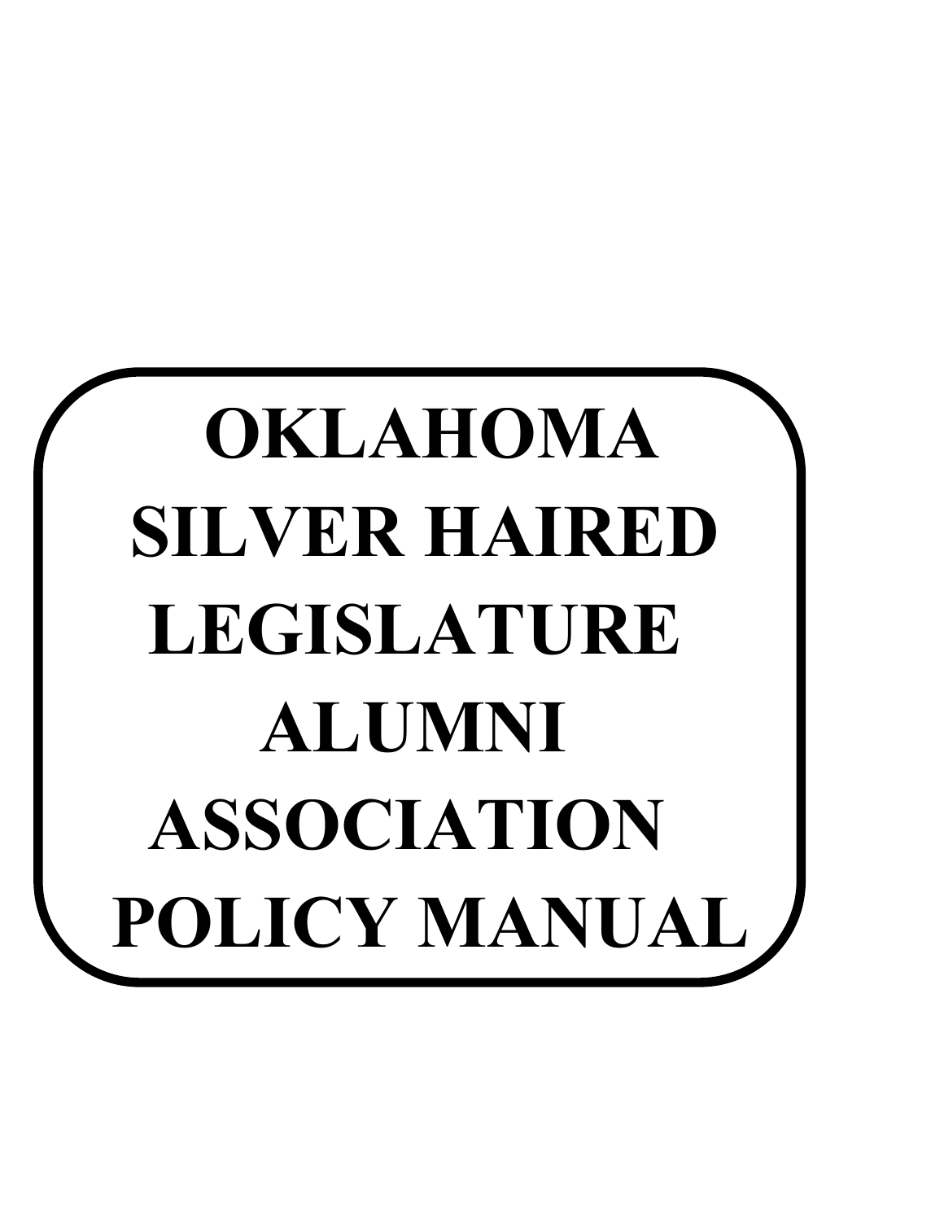# OKLAHOMA SILVER HAIRED LEGISLATURE ALUMNI ASSOCIATION POLICY MANUAL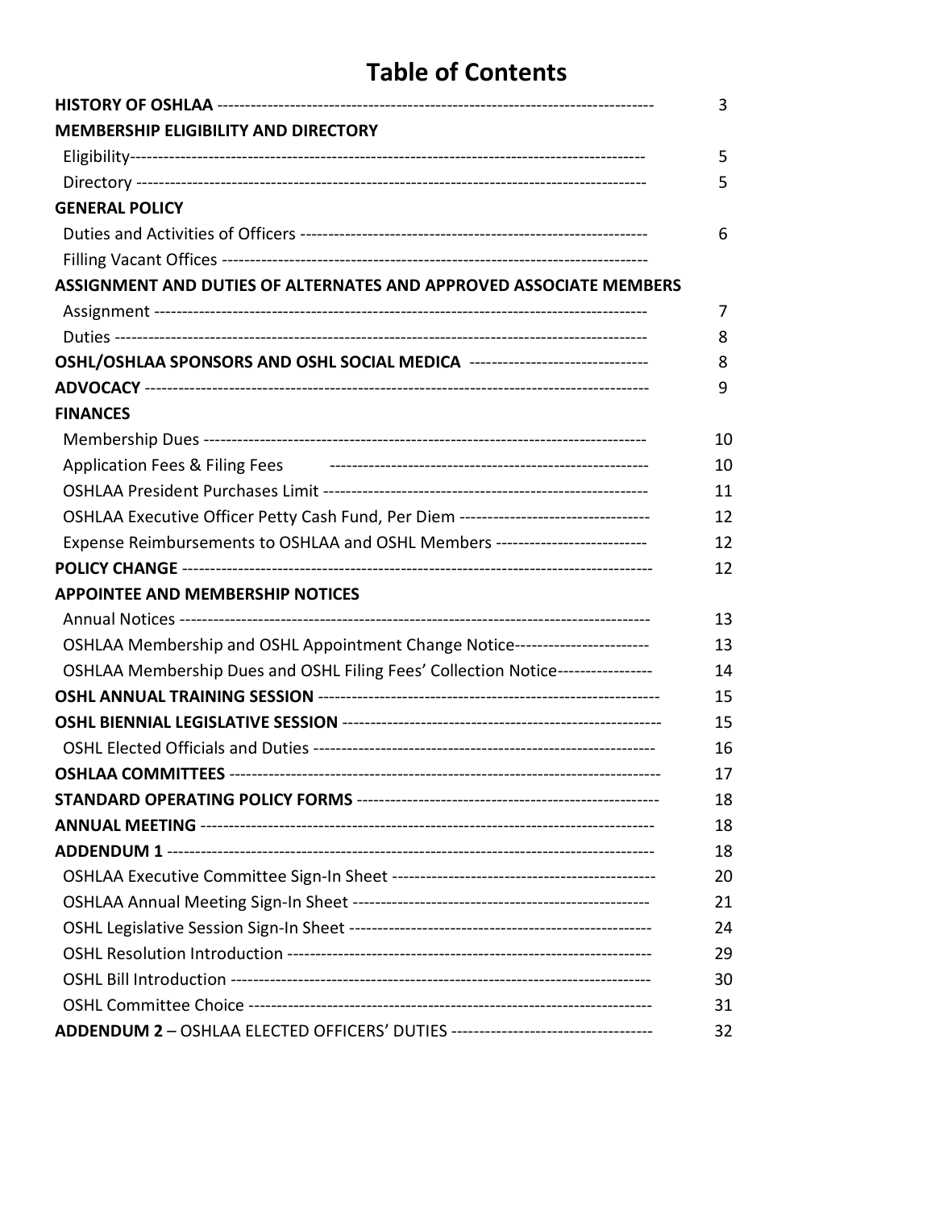# Table of Contents

| | |
|---|---|
| **HISTORY OF OSHLAA** | 3 |
| **MEMBERSHIP ELIGIBILITY AND DIRECTORY** | |
| Eligibility | 5 |
| Directory | 5 |
| **GENERAL POLICY** | |
| Duties and Activities of Officers | 6 |
| Filling Vacant Offices | |
| **ASSIGNMENT AND DUTIES OF ALTERNATES AND APPROVED ASSOCIATE MEMBERS** | |
| Assignment | 7 |
| Duties | 8 |
| **OSHL/OSHLAA SPONSORS AND OSHL SOCIAL MEDICA** | 8 |
| **ADVOCACY** | 9 |
| **FINANCES** | |
| Membership Dues | 10 |
| Application Fees & Filing Fees | 10 |
| OSHLAA President Purchases Limit | 11 |
| OSHLAA Executive Officer Petty Cash Fund, Per Diem | 12 |
| Expense Reimbursements to OSHLAA and OSHL Members | 12 |
| **POLICY CHANGE** | 12 |
| **APPOINTEE AND MEMBERSHIP NOTICES** | |
| Annual Notices | 13 |
| OSHLAA Membership and OSHL Appointment Change Notice | 13 |
| OSHLAA Membership Dues and OSHL Filing Fees' Collection Notice | 14 |
| **OSHL ANNUAL TRAINING SESSION** | 15 |
| **OSHL BIENNIAL LEGISLATIVE SESSION** | 15 |
| OSHL Elected Officials and Duties | 16 |
| **OSHLAA COMMITTEES** | 17 |
| **STANDARD OPERATING POLICY FORMS** | 18 |
| **ANNUAL MEETING** | 18 |
| **ADDENDUM 1** | 18 |
| OSHLAA Executive Committee Sign-In Sheet | 20 |
| OSHLAA Annual Meeting Sign-In Sheet | 21 |
| OSHL Legislative Session Sign-In Sheet | 24 |
| OSHL Resolution Introduction | 29 |
| OSHL Bill Introduction | 30 |
| OSHL Committee Choice | 31 |
| **ADDENDUM 2** – OSHLAA ELECTED OFFICERS' DUTIES | 32 |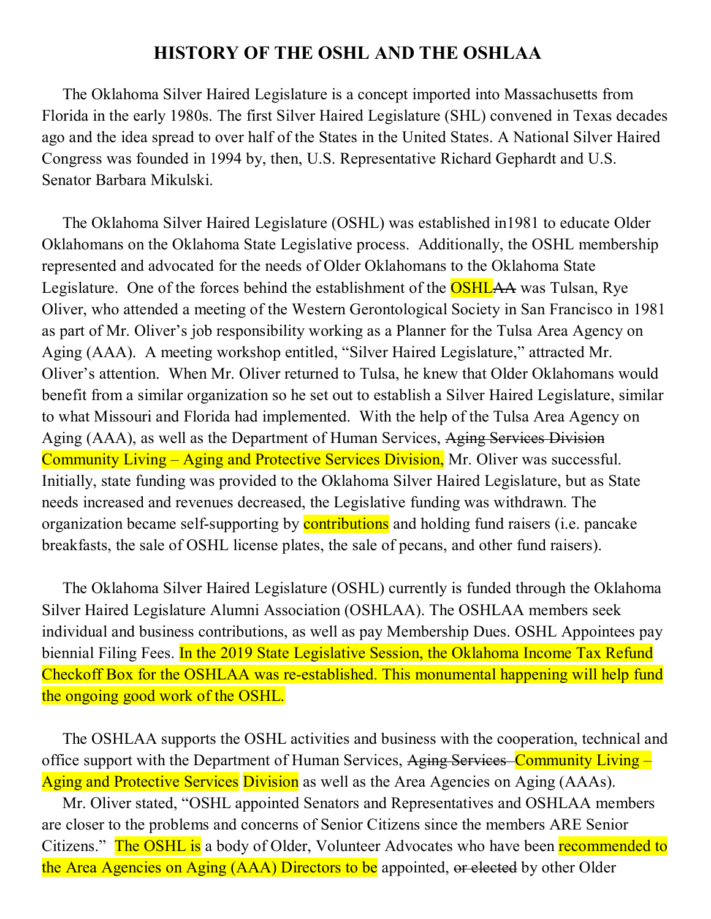# HISTORY OF THE OSHL AND THE OSHLAA

The Oklahoma Silver Haired Legislature is a concept imported into Massachusetts from Florida in the early 1980s. The first Silver Haired Legislature (SHL) convened in Texas decades ago and the idea spread to over half of the States in the United States. A National Silver Haired Congress was founded in 1994 by, then, U.S. Representative Richard Gephardt and U.S. Senator Barbara Mikulski.

The Oklahoma Silver Haired Legislature (OSHL) was established in1981 to educate Older Oklahomans on the Oklahoma State Legislative process. Additionally, the OSHL membership represented and advocated for the needs of Older Oklahomans to the Oklahoma State Legislature. One of the forces behind the establishment of the OSHL~~AA~~ was Tulsan, Rye Oliver, who attended a meeting of the Western Gerontological Society in San Francisco in 1981 as part of Mr. Oliver's job responsibility working as a Planner for the Tulsa Area Agency on Aging (AAA). A meeting workshop entitled, "Silver Haired Legislature," attracted Mr. Oliver's attention. When Mr. Oliver returned to Tulsa, he knew that Older Oklahomans would benefit from a similar organization so he set out to establish a Silver Haired Legislature, similar to what Missouri and Florida had implemented. With the help of the Tulsa Area Agency on Aging (AAA), as well as the Department of Human Services, ~~Aging Services Division~~ Community Living – Aging and Protective Services Division, Mr. Oliver was successful. Initially, state funding was provided to the Oklahoma Silver Haired Legislature, but as State needs increased and revenues decreased, the Legislative funding was withdrawn. The organization became self-supporting by contributions and holding fund raisers (i.e. pancake breakfasts, the sale of OSHL license plates, the sale of pecans, and other fund raisers).

The Oklahoma Silver Haired Legislature (OSHL) currently is funded through the Oklahoma Silver Haired Legislature Alumni Association (OSHLAA). The OSHLAA members seek individual and business contributions, as well as pay Membership Dues. OSHL Appointees pay biennial Filing Fees. In the 2019 State Legislative Session, the Oklahoma Income Tax Refund Checkoff Box for the OSHLAA was re-established. This monumental happening will help fund the ongoing good work of the OSHL.

The OSHLAA supports the OSHL activities and business with the cooperation, technical and office support with the Department of Human Services, ~~Aging Services~~ Community Living – Aging and Protective Services Division as well as the Area Agencies on Aging (AAAs).

Mr. Oliver stated, "OSHL appointed Senators and Representatives and OSHLAA members are closer to the problems and concerns of Senior Citizens since the members ARE Senior Citizens." The OSHL is a body of Older, Volunteer Advocates who have been recommended to the Area Agencies on Aging (AAA) Directors to be appointed, ~~or elected~~ by other Older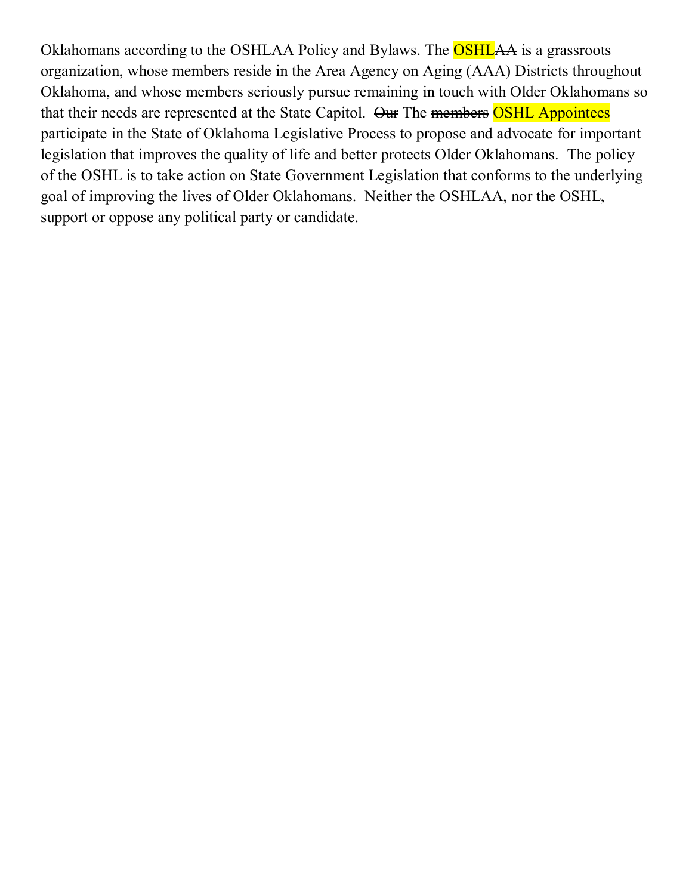Oklahomans according to the OSHLAA Policy and Bylaws. The OSHL~~AA~~ is a grassroots organization, whose members reside in the Area Agency on Aging (AAA) Districts throughout Oklahoma, and whose members seriously pursue remaining in touch with Older Oklahomans so that their needs are represented at the State Capitol. ~~Our~~ The ~~members~~ OSHL Appointees participate in the State of Oklahoma Legislative Process to propose and advocate for important legislation that improves the quality of life and better protects Older Oklahomans. The policy of the OSHL is to take action on State Government Legislation that conforms to the underlying goal of improving the lives of Older Oklahomans. Neither the OSHLAA, nor the OSHL, support or oppose any political party or candidate.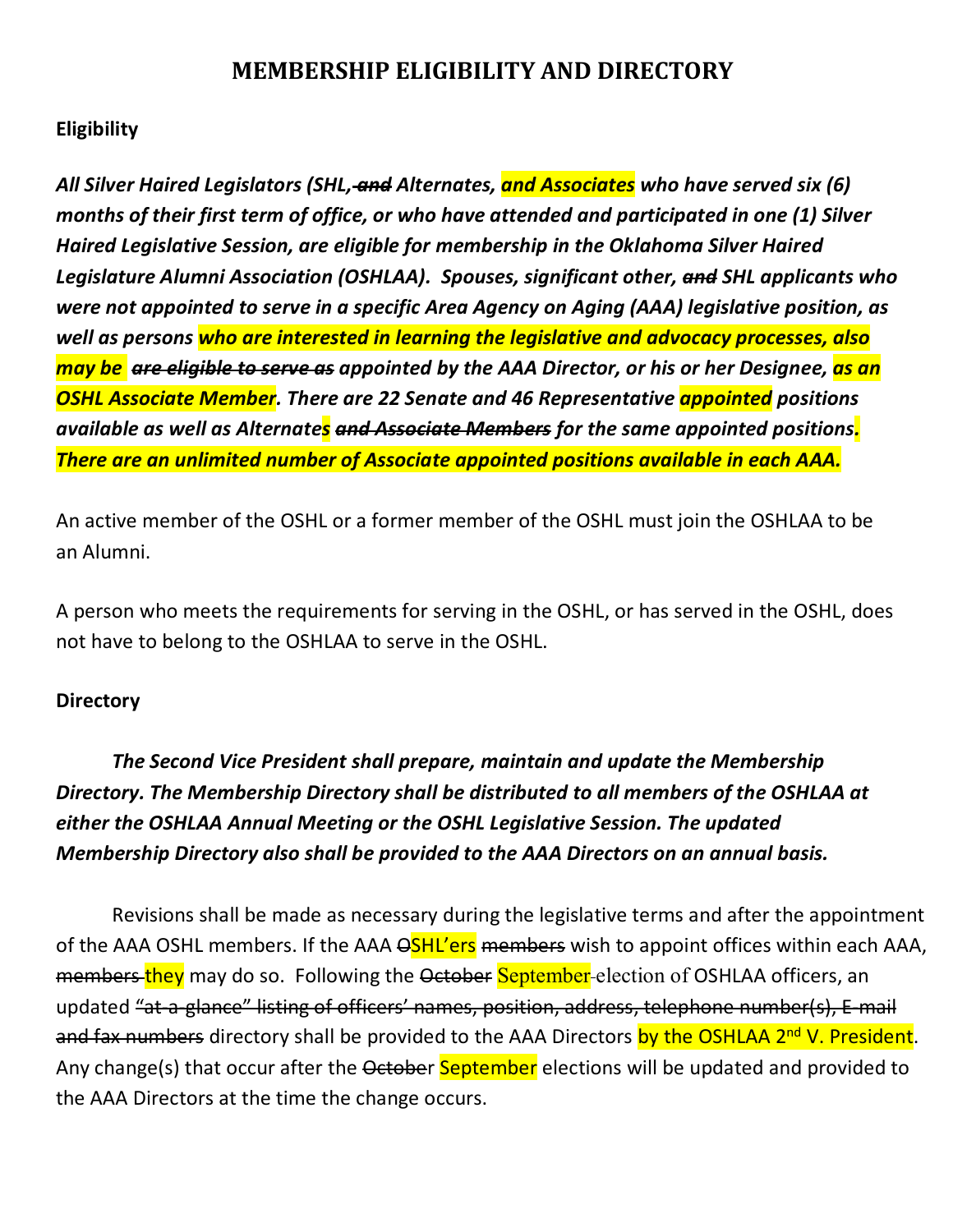# MEMBERSHIP ELIGIBILITY AND DIRECTORY

**Eligibility**

***All Silver Haired Legislators (SHL, ~~and~~ Alternates, and Associates who have served six (6) months of their first term of office, or who have attended and participated in one (1) Silver Haired Legislative Session, are eligible for membership in the Oklahoma Silver Haired Legislature Alumni Association (OSHLAA). Spouses, significant other, ~~and~~ SHL applicants who were not appointed to serve in a specific Area Agency on Aging (AAA) legislative position, as well as persons who are interested in learning the legislative and advocacy processes, also may be ~~are eligible to serve as~~ appointed by the AAA Director, or his or her Designee, as an OSHL Associate Member. There are 22 Senate and 46 Representative appointed positions available as well as Alternates ~~and Associate Members~~ for the same appointed positions. There are an unlimited number of Associate appointed positions available in each AAA.***

An active member of the OSHL or a former member of the OSHL must join the OSHLAA to be an Alumni.

A person who meets the requirements for serving in the OSHL, or has served in the OSHL, does not have to belong to the OSHLAA to serve in the OSHL.

**Directory**

***The Second Vice President shall prepare, maintain and update the Membership Directory. The Membership Directory shall be distributed to all members of the OSHLAA at either the OSHLAA Annual Meeting or the OSHL Legislative Session. The updated Membership Directory also shall be provided to the AAA Directors on an annual basis.***

Revisions shall be made as necessary during the legislative terms and after the appointment of the AAA OSHL members. If the AAA ~~O~~SHL'ers ~~members~~ wish to appoint offices within each AAA, ~~members~~ they may do so. Following the ~~October~~ September election of OSHLAA officers, an updated ~~"at-a-glance" listing of officers' names, position, address, telephone number(s), E-mail and fax numbers~~ directory shall be provided to the AAA Directors by the OSHLAA 2nd V. President. Any change(s) that occur after the ~~October~~ September elections will be updated and provided to the AAA Directors at the time the change occurs.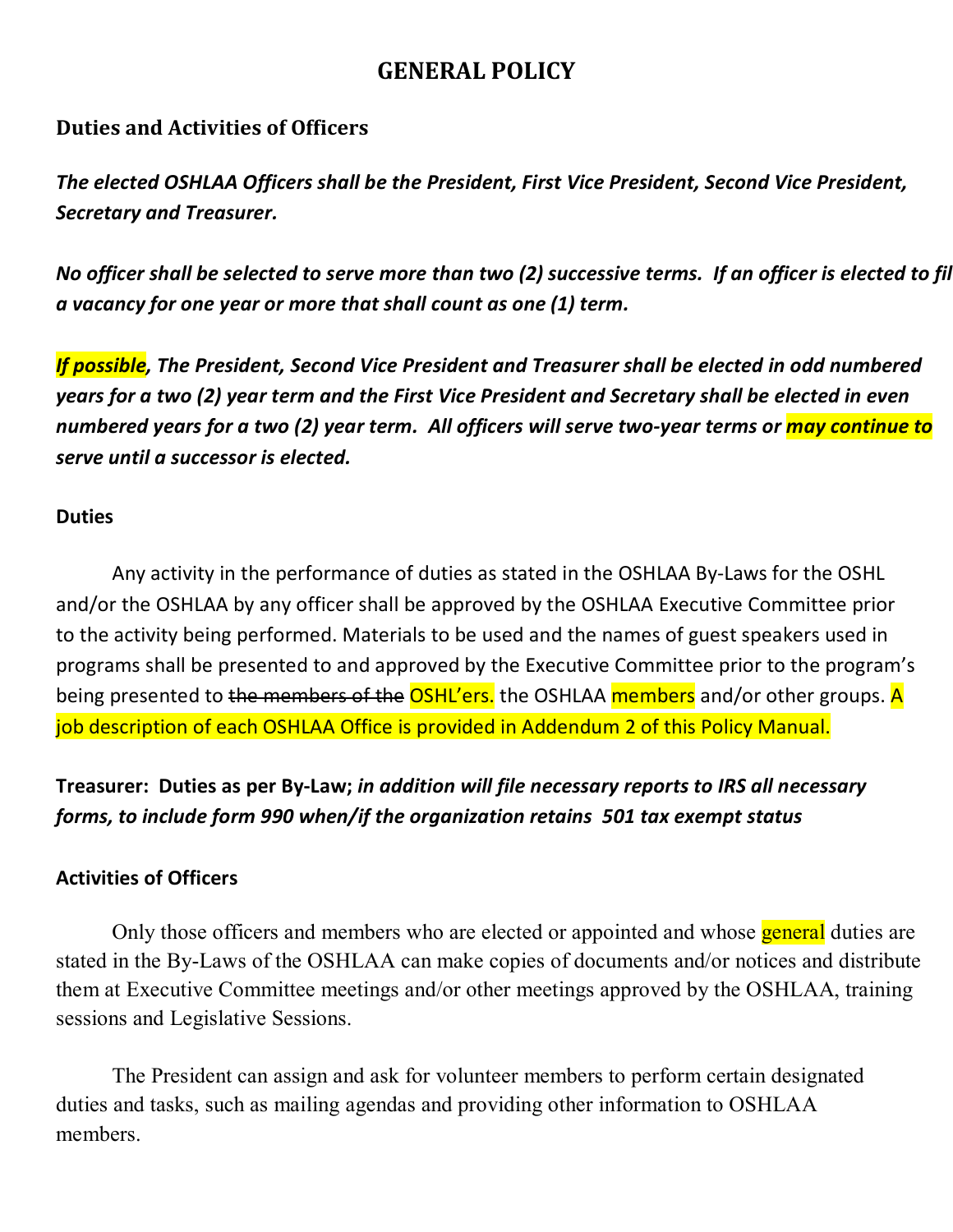# GENERAL POLICY

## Duties and Activities of Officers

***The elected OSHLAA Officers shall be the President, First Vice President, Second Vice President, Secretary and Treasurer.***

***No officer shall be selected to serve more than two (2) successive terms. If an officer is elected to fil a vacancy for one year or more that shall count as one (1) term.***

***If possible, The President, Second Vice President and Treasurer shall be elected in odd numbered years for a two (2) year term and the First Vice President and Secretary shall be elected in even numbered years for a two (2) year term. All officers will serve two-year terms or may continue to serve until a successor is elected.***

### Duties

Any activity in the performance of duties as stated in the OSHLAA By-Laws for the OSHL and/or the OSHLAA by any officer shall be approved by the OSHLAA Executive Committee prior to the activity being performed. Materials to be used and the names of guest speakers used in programs shall be presented to and approved by the Executive Committee prior to the program's being presented to ~~the members of the~~ OSHL'ers. the OSHLAA members and/or other groups. A job description of each OSHLAA Office is provided in Addendum 2 of this Policy Manual.

**Treasurer: Duties as per By-Law;** ***in addition will file necessary reports to IRS all necessary forms, to include form 990 when/if the organization retains 501 tax exempt status***

### Activities of Officers

Only those officers and members who are elected or appointed and whose general duties are stated in the By-Laws of the OSHLAA can make copies of documents and/or notices and distribute them at Executive Committee meetings and/or other meetings approved by the OSHLAA, training sessions and Legislative Sessions.

The President can assign and ask for volunteer members to perform certain designated duties and tasks, such as mailing agendas and providing other information to OSHLAA members.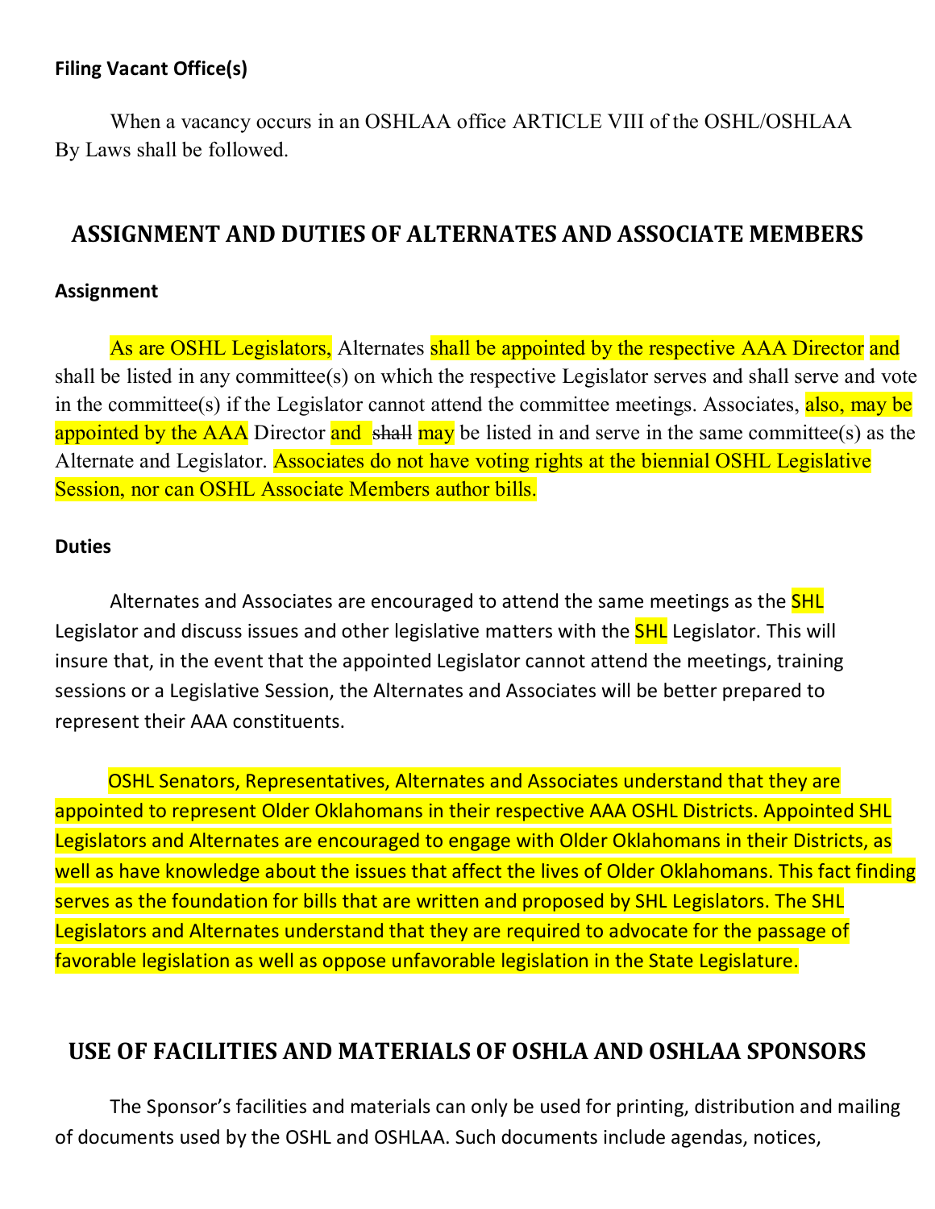**Filing Vacant Office(s)**

When a vacancy occurs in an OSHLAA office ARTICLE VIII of the OSHL/OSHLAA By Laws shall be followed.

## ASSIGNMENT AND DUTIES OF ALTERNATES AND ASSOCIATE MEMBERS

**Assignment**

As are OSHL Legislators, Alternates shall be appointed by the respective AAA Director and shall be listed in any committee(s) on which the respective Legislator serves and shall serve and vote in the committee(s) if the Legislator cannot attend the committee meetings. Associates, also, may be appointed by the AAA Director and ~~shall~~ may be listed in and serve in the same committee(s) as the Alternate and Legislator. Associates do not have voting rights at the biennial OSHL Legislative Session, nor can OSHL Associate Members author bills.

**Duties**

Alternates and Associates are encouraged to attend the same meetings as the SHL Legislator and discuss issues and other legislative matters with the SHL Legislator. This will insure that, in the event that the appointed Legislator cannot attend the meetings, training sessions or a Legislative Session, the Alternates and Associates will be better prepared to represent their AAA constituents.

OSHL Senators, Representatives, Alternates and Associates understand that they are appointed to represent Older Oklahomans in their respective AAA OSHL Districts. Appointed SHL Legislators and Alternates are encouraged to engage with Older Oklahomans in their Districts, as well as have knowledge about the issues that affect the lives of Older Oklahomans. This fact finding serves as the foundation for bills that are written and proposed by SHL Legislators. The SHL Legislators and Alternates understand that they are required to advocate for the passage of favorable legislation as well as oppose unfavorable legislation in the State Legislature.

## USE OF FACILITIES AND MATERIALS OF OSHLA AND OSHLAA SPONSORS

The Sponsor's facilities and materials can only be used for printing, distribution and mailing of documents used by the OSHL and OSHLAA. Such documents include agendas, notices,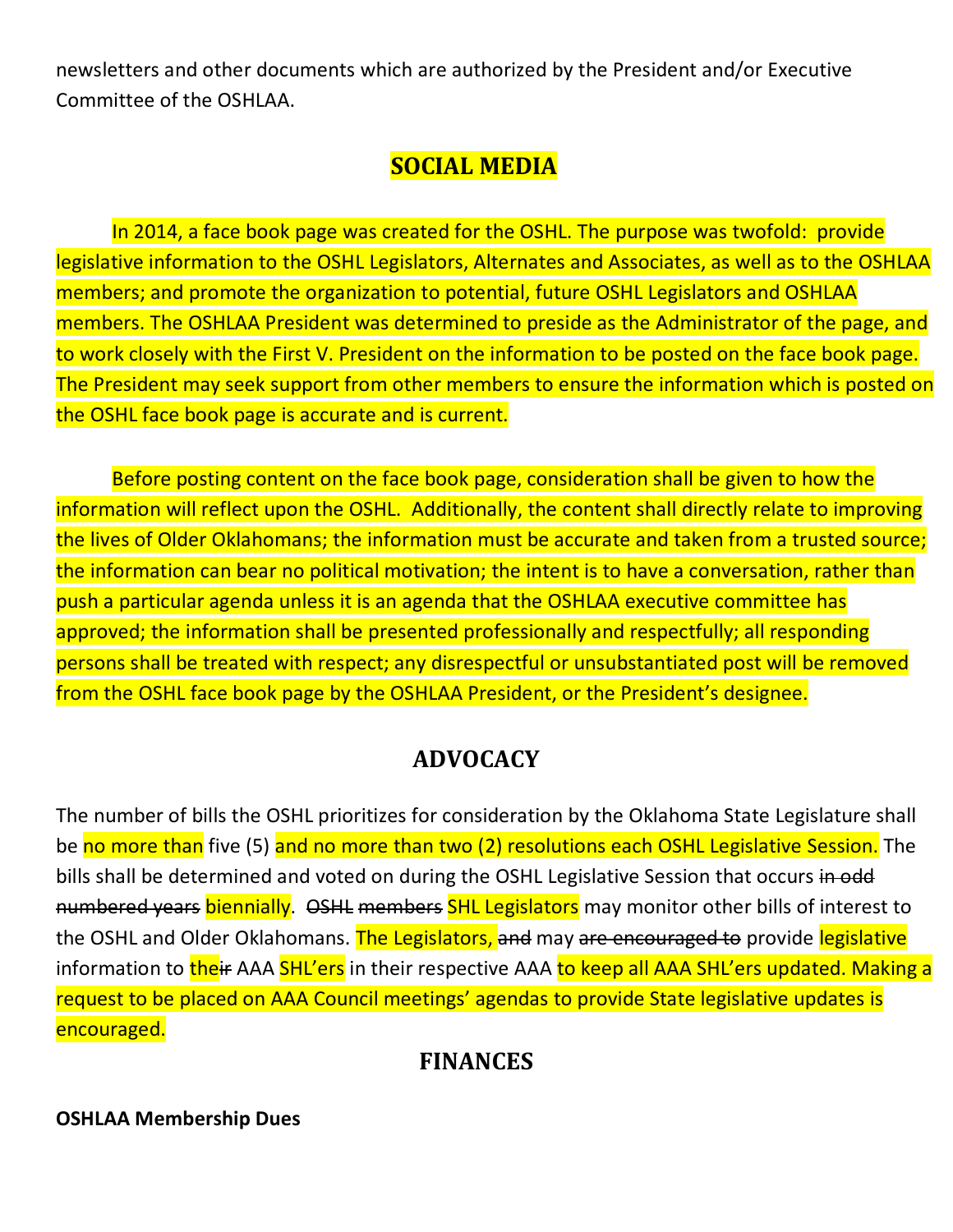newsletters and other documents which are authorized by the President and/or Executive Committee of the OSHLAA.

## SOCIAL MEDIA

In 2014, a face book page was created for the OSHL. The purpose was twofold: provide legislative information to the OSHL Legislators, Alternates and Associates, as well as to the OSHLAA members; and promote the organization to potential, future OSHL Legislators and OSHLAA members. The OSHLAA President was determined to preside as the Administrator of the page, and to work closely with the First V. President on the information to be posted on the face book page. The President may seek support from other members to ensure the information which is posted on the OSHL face book page is accurate and is current.

Before posting content on the face book page, consideration shall be given to how the information will reflect upon the OSHL. Additionally, the content shall directly relate to improving the lives of Older Oklahomans; the information must be accurate and taken from a trusted source; the information can bear no political motivation; the intent is to have a conversation, rather than push a particular agenda unless it is an agenda that the OSHLAA executive committee has approved; the information shall be presented professionally and respectfully; all responding persons shall be treated with respect; any disrespectful or unsubstantiated post will be removed from the OSHL face book page by the OSHLAA President, or the President's designee.

## ADVOCACY

The number of bills the OSHL prioritizes for consideration by the Oklahoma State Legislature shall be no more than five (5) and no more than two (2) resolutions each OSHL Legislative Session. The bills shall be determined and voted on during the OSHL Legislative Session that occurs ~~in odd numbered years~~ biennially. ~~OSHL members~~ SHL Legislators may monitor other bills of interest to the OSHL and Older Oklahomans. The Legislators, ~~and~~ may ~~are encouraged to~~ provide legislative information to the~~ir~~ AAA SHL'ers in their respective AAA to keep all AAA SHL'ers updated. Making a request to be placed on AAA Council meetings' agendas to provide State legislative updates is encouraged.

## FINANCES

**OSHLAA Membership Dues**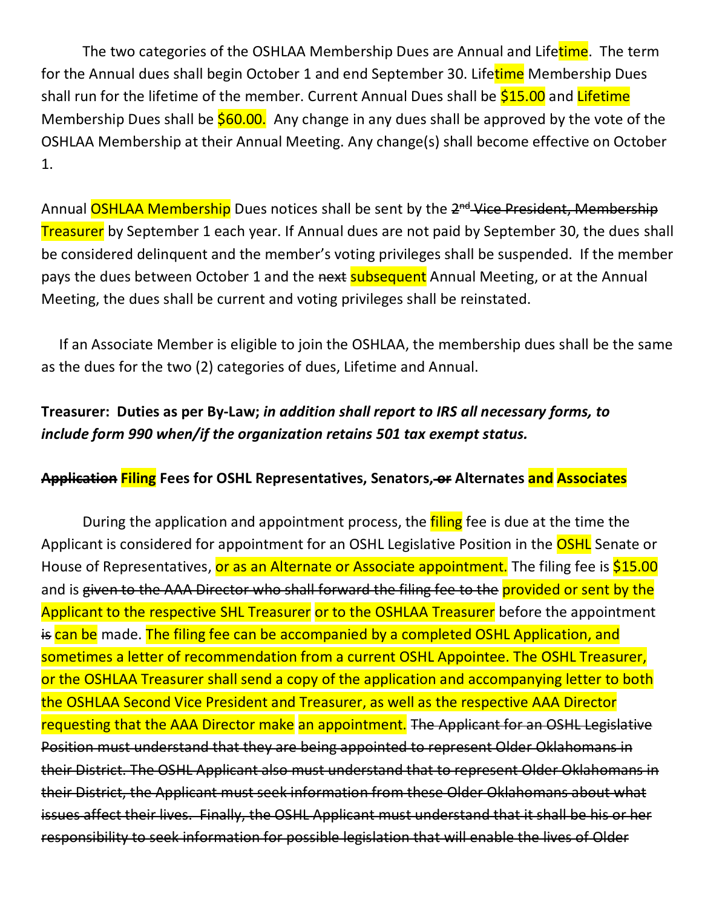The two categories of the OSHLAA Membership Dues are Annual and Lifetime. The term for the Annual dues shall begin October 1 and end September 30. Lifetime Membership Dues shall run for the lifetime of the member. Current Annual Dues shall be $15.00 and Lifetime Membership Dues shall be $60.00. Any change in any dues shall be approved by the vote of the OSHLAA Membership at their Annual Meeting. Any change(s) shall become effective on October 1.

Annual OSHLAA Membership Dues notices shall be sent by the ~~2nd Vice President, Membership~~ Treasurer by September 1 each year. If Annual dues are not paid by September 30, the dues shall be considered delinquent and the member's voting privileges shall be suspended. If the member pays the dues between October 1 and the ~~next~~ subsequent Annual Meeting, or at the Annual Meeting, the dues shall be current and voting privileges shall be reinstated.

If an Associate Member is eligible to join the OSHLAA, the membership dues shall be the same as the dues for the two (2) categories of dues, Lifetime and Annual.

**Treasurer: Duties as per By-Law;** ***in addition shall report to IRS all necessary forms, to include form 990 when/if the organization retains 501 tax exempt status.***

**~~Application~~ Filing Fees for OSHL Representatives, Senators, ~~or~~ Alternates and Associates**

During the application and appointment process, the filing fee is due at the time the Applicant is considered for appointment for an OSHL Legislative Position in the OSHL Senate or House of Representatives, or as an Alternate or Associate appointment. The filing fee is $15.00 and is ~~given to the AAA Director who shall forward the filing fee to the~~ provided or sent by the Applicant to the respective SHL Treasurer or to the OSHLAA Treasurer before the appointment ~~is~~ can be made. The filing fee can be accompanied by a completed OSHL Application, and sometimes a letter of recommendation from a current OSHL Appointee. The OSHL Treasurer, or the OSHLAA Treasurer shall send a copy of the application and accompanying letter to both the OSHLAA Second Vice President and Treasurer, as well as the respective AAA Director requesting that the AAA Director make an appointment. ~~The Applicant for an OSHL Legislative Position must understand that they are being appointed to represent Older Oklahomans in their District. The OSHL Applicant also must understand that to represent Older Oklahomans in their District, the Applicant must seek information from these Older Oklahomans about what issues affect their lives. Finally, the OSHL Applicant must understand that it shall be his or her responsibility to seek information for possible legislation that will enable the lives of Older~~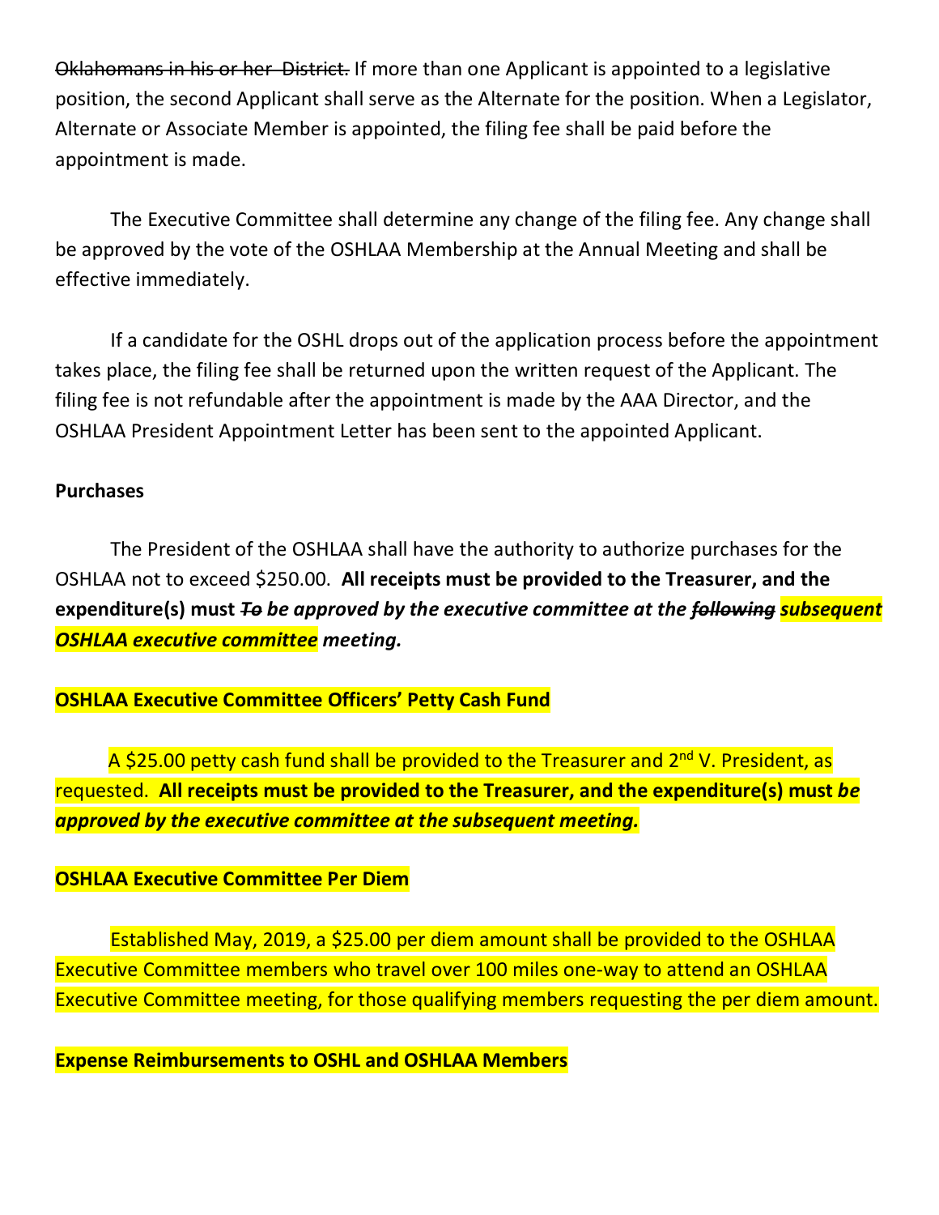~~Oklahomans in his or her District.~~ If more than one Applicant is appointed to a legislative position, the second Applicant shall serve as the Alternate for the position. When a Legislator, Alternate or Associate Member is appointed, the filing fee shall be paid before the appointment is made.

The Executive Committee shall determine any change of the filing fee. Any change shall be approved by the vote of the OSHLAA Membership at the Annual Meeting and shall be effective immediately.

If a candidate for the OSHL drops out of the application process before the appointment takes place, the filing fee shall be returned upon the written request of the Applicant. The filing fee is not refundable after the appointment is made by the AAA Director, and the OSHLAA President Appointment Letter has been sent to the appointed Applicant.

**Purchases**

The President of the OSHLAA shall have the authority to authorize purchases for the OSHLAA not to exceed $250.00. **All receipts must be provided to the Treasurer, and the expenditure(s) must *~~To~~ be approved by the executive committee at the ~~following~~ subsequent OSHLAA executive committee meeting.***

**OSHLAA Executive Committee Officers' Petty Cash Fund**

A $25.00 petty cash fund shall be provided to the Treasurer and 2nd V. President, as requested. **All receipts must be provided to the Treasurer, and the expenditure(s) must *be approved by the executive committee at the subsequent meeting.***

**OSHLAA Executive Committee Per Diem**

Established May, 2019, a $25.00 per diem amount shall be provided to the OSHLAA Executive Committee members who travel over 100 miles one-way to attend an OSHLAA Executive Committee meeting, for those qualifying members requesting the per diem amount.

**Expense Reimbursements to OSHL and OSHLAA Members**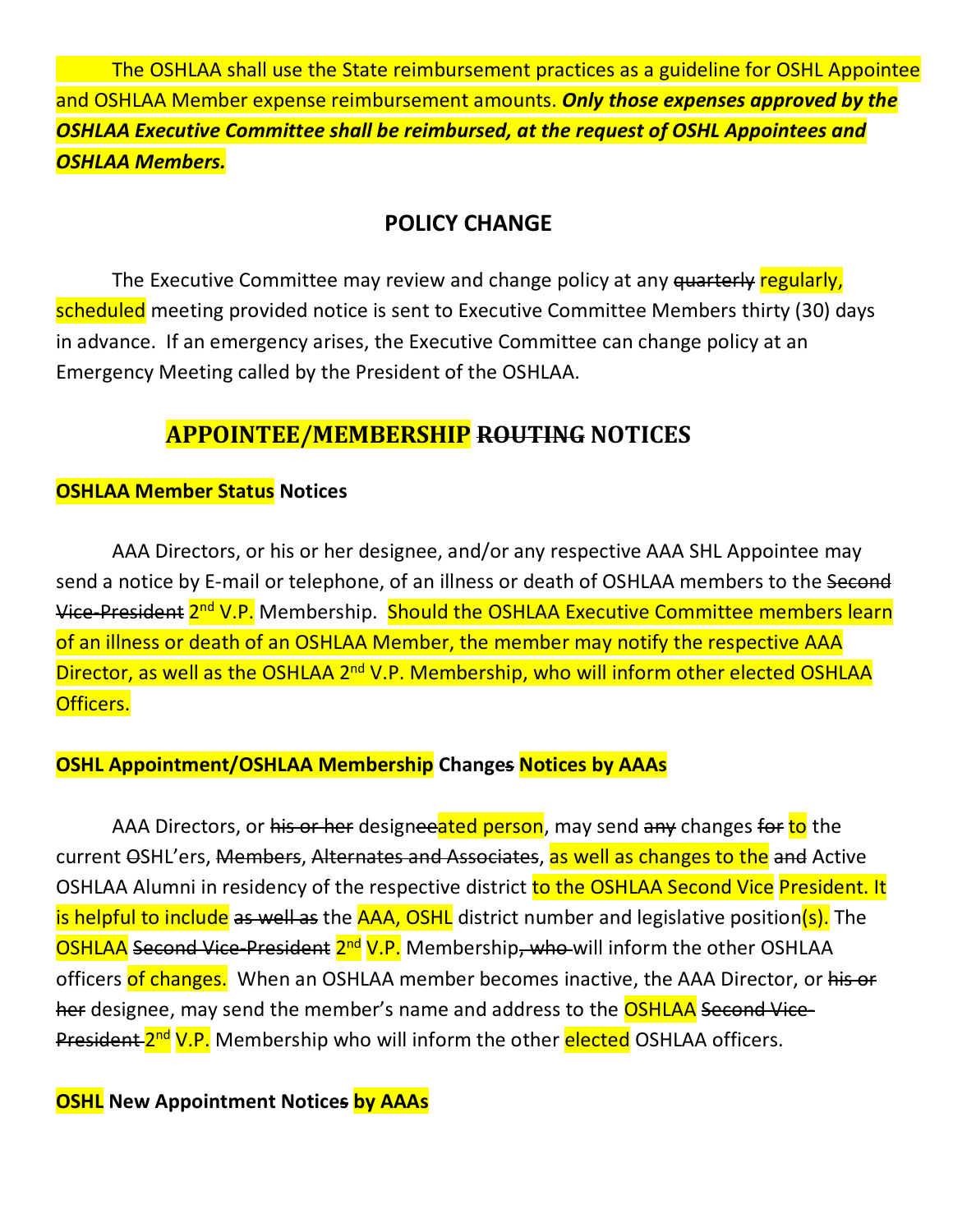The OSHLAA shall use the State reimbursement practices as a guideline for OSHL Appointee and OSHLAA Member expense reimbursement amounts. ***Only those expenses approved by the OSHLAA Executive Committee shall be reimbursed, at the request of OSHL Appointees and OSHLAA Members.***

## POLICY CHANGE

The Executive Committee may review and change policy at any ~~quarterly~~ regularly, scheduled meeting provided notice is sent to Executive Committee Members thirty (30) days in advance. If an emergency arises, the Executive Committee can change policy at an Emergency Meeting called by the President of the OSHLAA.

## APPOINTEE/MEMBERSHIP ~~ROUTING~~ NOTICES

### OSHLAA Member Status Notices

AAA Directors, or his or her designee, and/or any respective AAA SHL Appointee may send a notice by E-mail or telephone, of an illness or death of OSHLAA members to the ~~Second Vice-President~~ 2nd V.P. Membership. Should the OSHLAA Executive Committee members learn of an illness or death of an OSHLAA Member, the member may notify the respective AAA Director, as well as the OSHLAA 2nd V.P. Membership, who will inform other elected OSHLAA Officers.

### OSHL Appointment/OSHLAA Membership Change~~s~~ Notices by AAAs

AAA Directors, or ~~his or her~~ design~~ee~~ated person, may send ~~any~~ changes ~~for~~ to the current ~~O~~SHL'ers, ~~Members~~, ~~Alternates and Associates~~, as well as changes to the ~~and~~ Active OSHLAA Alumni in residency of the respective district to the OSHLAA Second Vice President. It is helpful to include ~~as well as~~ the AAA, OSHL district number and legislative position(s). The OSHLAA ~~Second Vice-President~~ 2nd V.P. Membership~~, who~~ will inform the other OSHLAA officers of changes. When an OSHLAA member becomes inactive, the AAA Director, or ~~his or her~~ designee, may send the member's name and address to the OSHLAA ~~Second Vice-President~~ 2nd V.P. Membership who will inform the other elected OSHLAA officers.

### OSHL New Appointment Notice~~s~~ by AAAs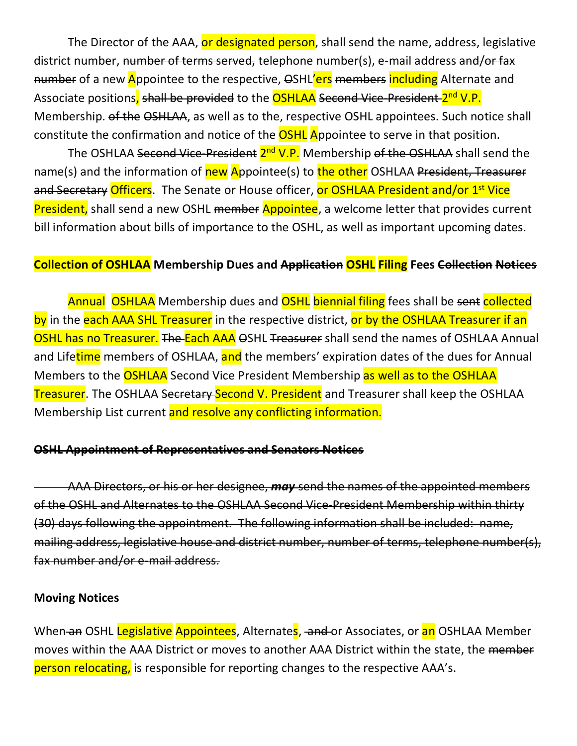The Director of the AAA, or designated person, shall send the name, address, legislative district number, ~~number of terms served,~~ telephone number(s), e-mail address ~~and/or fax number~~ of a new Appointee to the respective, ~~O~~SHL'ers ~~members~~ including Alternate and Associate positions, ~~shall be provided~~ to the OSHLAA ~~Second Vice-President~~ 2nd V.P. Membership. ~~of the OSHLAA~~, as well as to the, respective OSHL appointees. Such notice shall constitute the confirmation and notice of the OSHL Appointee to serve in that position.

The OSHLAA ~~Second Vice-President~~ 2nd V.P. Membership ~~of the OSHLAA~~ shall send the name(s) and the information of new Appointee(s) to the other OSHLAA ~~President, Treasurer and Secretary~~ Officers. The Senate or House officer, or OSHLAA President and/or 1st Vice President, shall send a new OSHL ~~member~~ Appointee, a welcome letter that provides current bill information about bills of importance to the OSHL, as well as important upcoming dates.

**Collection of OSHLAA Membership Dues and ~~Application~~ OSHL Filing Fees ~~Collection Notices~~**

Annual OSHLAA Membership dues and OSHL biennial filing fees shall be ~~sent~~ collected by ~~in the~~ each AAA SHL Treasurer in the respective district, or by the OSHLAA Treasurer if an OSHL has no Treasurer. ~~The~~ Each AAA ~~O~~SHL ~~Treasurer~~ shall send the names of OSHLAA Annual and Lifetime members of OSHLAA, and the members' expiration dates of the dues for Annual Members to the OSHLAA Second Vice President Membership as well as to the OSHLAA Treasurer. The OSHLAA ~~Secretary~~ Second V. President and Treasurer shall keep the OSHLAA Membership List current and resolve any conflicting information.

~~**OSHL Appointment of Representatives and Senators Notices**~~

~~AAA Directors, or his or her designee, ***may*** send the names of the appointed members of the OSHL and Alternates to the OSHLAA Second Vice-President Membership within thirty (30) days following the appointment. The following information shall be included: name, mailing address, legislative house and district number, number of terms, telephone number(s), fax number and/or e-mail address.~~

**Moving Notices**

When ~~an~~ OSHL Legislative Appointees, Alternates, ~~and~~ or Associates, or an OSHLAA Member moves within the AAA District or moves to another AAA District within the state, the ~~member~~ person relocating, is responsible for reporting changes to the respective AAA's.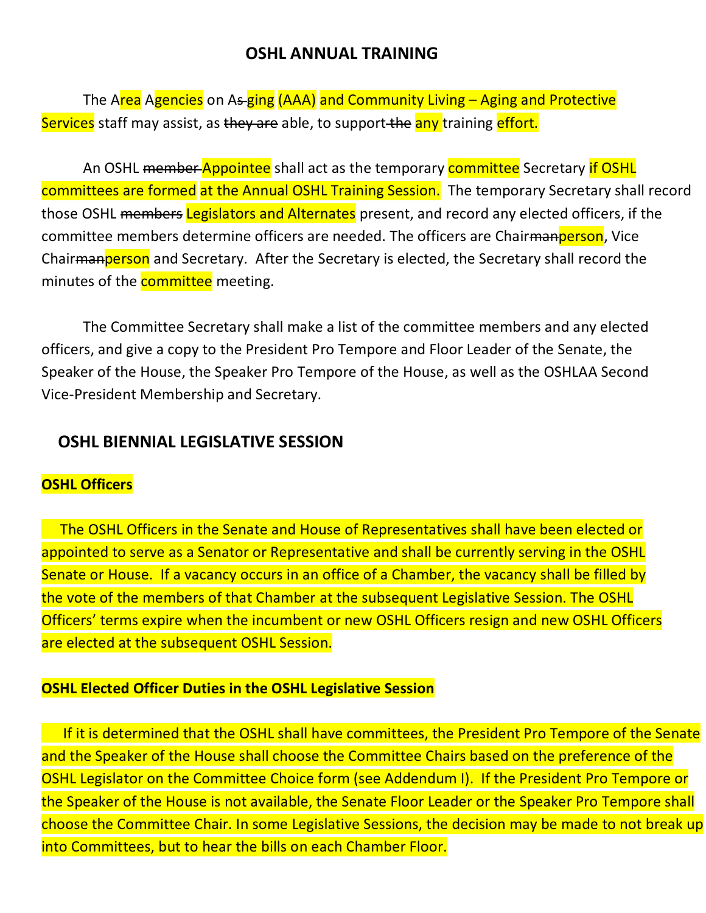# OSHL ANNUAL TRAINING

The Area Agencies on A~~s-~~ging (AAA) and Community Living – Aging and Protective Services staff may assist, as ~~they are~~ able, to support ~~the~~ any training effort.

An OSHL ~~member~~ Appointee shall act as the temporary committee Secretary if OSHL committees are formed at the Annual OSHL Training Session. The temporary Secretary shall record those OSHL ~~members~~ Legislators and Alternates present, and record any elected officers, if the committee members determine officers are needed. The officers are Chair~~man~~person, Vice Chair~~man~~person and Secretary. After the Secretary is elected, the Secretary shall record the minutes of the committee meeting.

The Committee Secretary shall make a list of the committee members and any elected officers, and give a copy to the President Pro Tempore and Floor Leader of the Senate, the Speaker of the House, the Speaker Pro Tempore of the House, as well as the OSHLAA Second Vice-President Membership and Secretary.

## OSHL BIENNIAL LEGISLATIVE SESSION

**OSHL Officers**

The OSHL Officers in the Senate and House of Representatives shall have been elected or appointed to serve as a Senator or Representative and shall be currently serving in the OSHL Senate or House. If a vacancy occurs in an office of a Chamber, the vacancy shall be filled by the vote of the members of that Chamber at the subsequent Legislative Session. The OSHL Officers' terms expire when the incumbent or new OSHL Officers resign and new OSHL Officers are elected at the subsequent OSHL Session.

**OSHL Elected Officer Duties in the OSHL Legislative Session**

If it is determined that the OSHL shall have committees, the President Pro Tempore of the Senate and the Speaker of the House shall choose the Committee Chairs based on the preference of the OSHL Legislator on the Committee Choice form (see Addendum I). If the President Pro Tempore or the Speaker of the House is not available, the Senate Floor Leader or the Speaker Pro Tempore shall choose the Committee Chair. In some Legislative Sessions, the decision may be made to not break up into Committees, but to hear the bills on each Chamber Floor.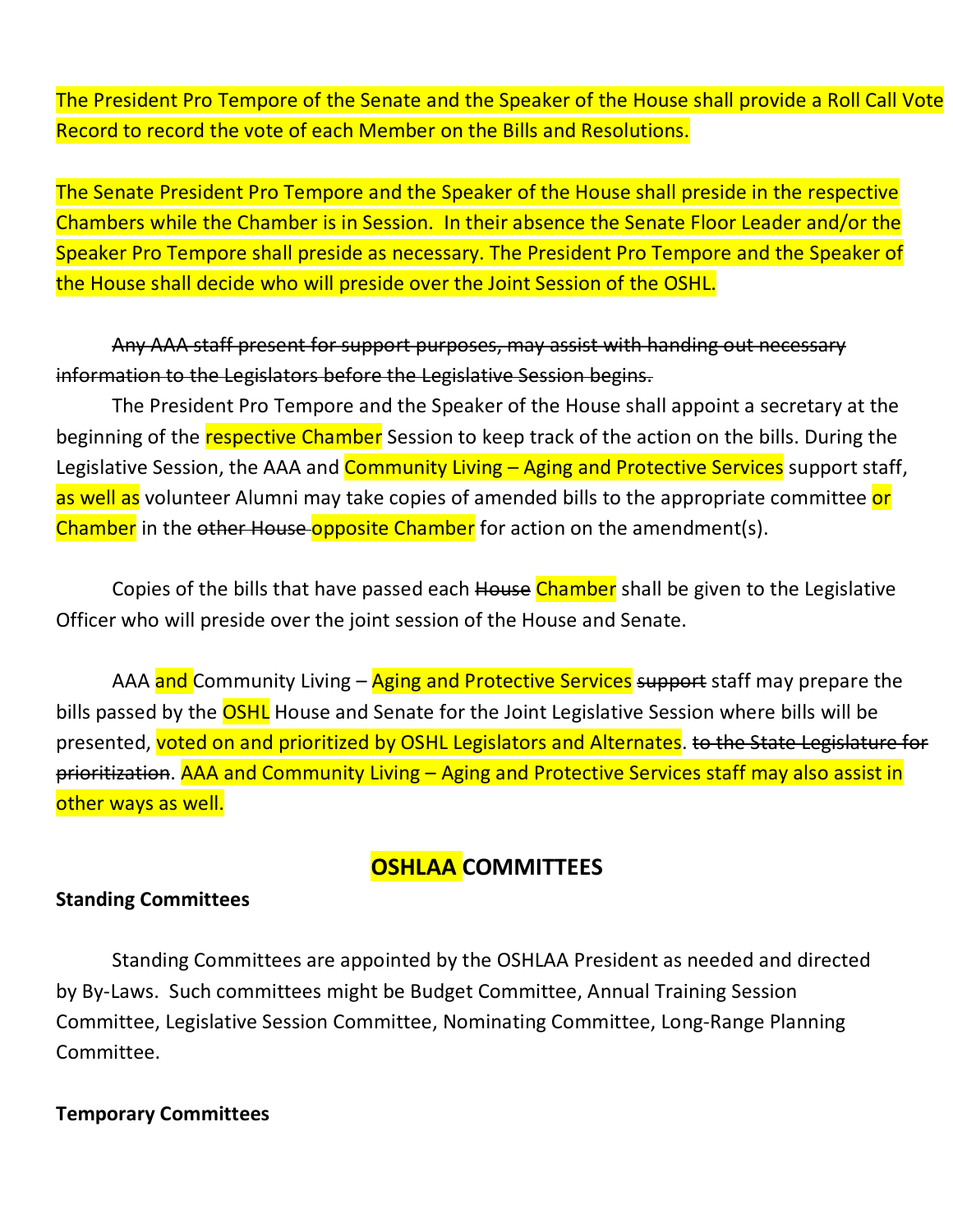The President Pro Tempore of the Senate and the Speaker of the House shall provide a Roll Call Vote Record to record the vote of each Member on the Bills and Resolutions.

The Senate President Pro Tempore and the Speaker of the House shall preside in the respective Chambers while the Chamber is in Session. In their absence the Senate Floor Leader and/or the Speaker Pro Tempore shall preside as necessary. The President Pro Tempore and the Speaker of the House shall decide who will preside over the Joint Session of the OSHL.

~~Any AAA staff present for support purposes, may assist with handing out necessary information to the Legislators before the Legislative Session begins.~~

The President Pro Tempore and the Speaker of the House shall appoint a secretary at the beginning of the respective Chamber Session to keep track of the action on the bills. During the Legislative Session, the AAA and Community Living – Aging and Protective Services support staff, as well as volunteer Alumni may take copies of amended bills to the appropriate committee or Chamber in the ~~other House~~ opposite Chamber for action on the amendment(s).

Copies of the bills that have passed each ~~House~~ Chamber shall be given to the Legislative Officer who will preside over the joint session of the House and Senate.

AAA and Community Living – Aging and Protective Services ~~support~~ staff may prepare the bills passed by the OSHL House and Senate for the Joint Legislative Session where bills will be presented, voted on and prioritized by OSHL Legislators and Alternates. ~~to the State Legislature for prioritization~~. AAA and Community Living – Aging and Protective Services staff may also assist in other ways as well.

## OSHLAA COMMITTEES

**Standing Committees**

Standing Committees are appointed by the OSHLAA President as needed and directed by By-Laws. Such committees might be Budget Committee, Annual Training Session Committee, Legislative Session Committee, Nominating Committee, Long-Range Planning Committee.

**Temporary Committees**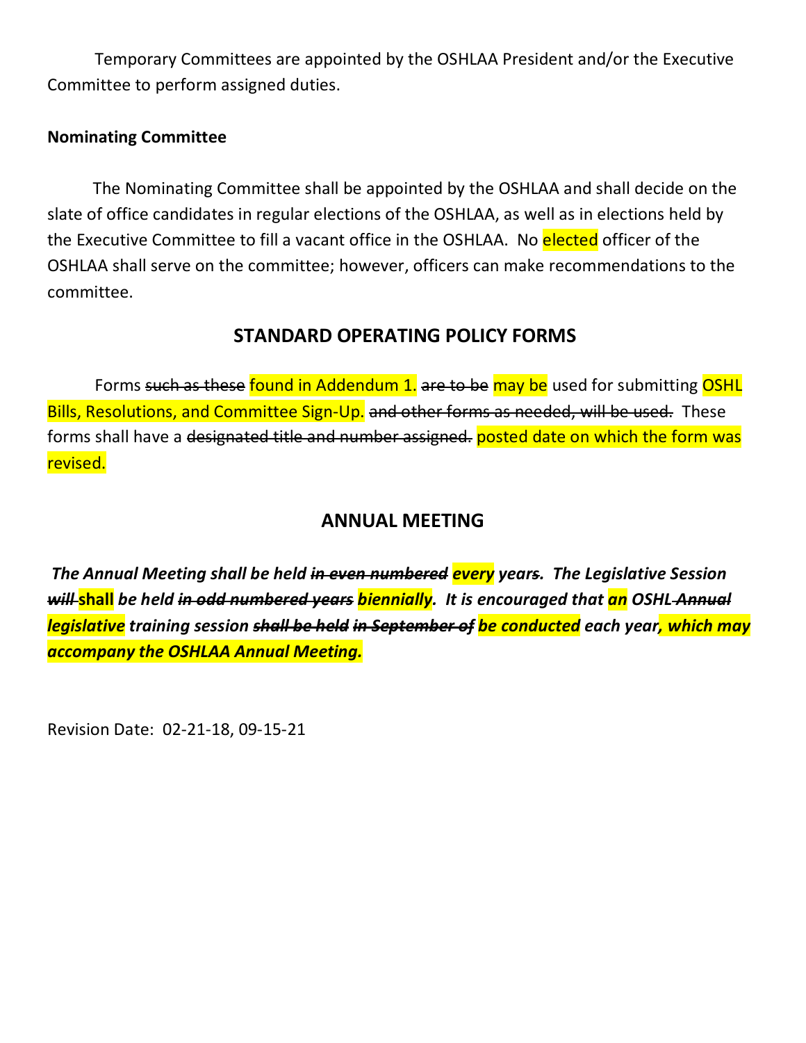Temporary Committees are appointed by the OSHLAA President and/or the Executive Committee to perform assigned duties.

**Nominating Committee**

The Nominating Committee shall be appointed by the OSHLAA and shall decide on the slate of office candidates in regular elections of the OSHLAA, as well as in elections held by the Executive Committee to fill a vacant office in the OSHLAA. No elected officer of the OSHLAA shall serve on the committee; however, officers can make recommendations to the committee.

## STANDARD OPERATING POLICY FORMS

Forms ~~such as these~~ found in Addendum 1. ~~are to be~~ may be used for submitting OSHL Bills, Resolutions, and Committee Sign-Up. ~~and other forms as needed, will be used.~~ These forms shall have a ~~designated title and number assigned.~~ posted date on which the form was revised.

## ANNUAL MEETING

***The Annual Meeting shall be held ~~in even numbered~~ every years~~.~~ The Legislative Session ~~will~~ shall be held ~~in odd numbered years~~ biennially. It is encouraged that an OSHL ~~Annual~~ legislative training session ~~shall be held~~ ~~in September of~~ be conducted each year, which may accompany the OSHLAA Annual Meeting.***

Revision Date: 02-21-18, 09-15-21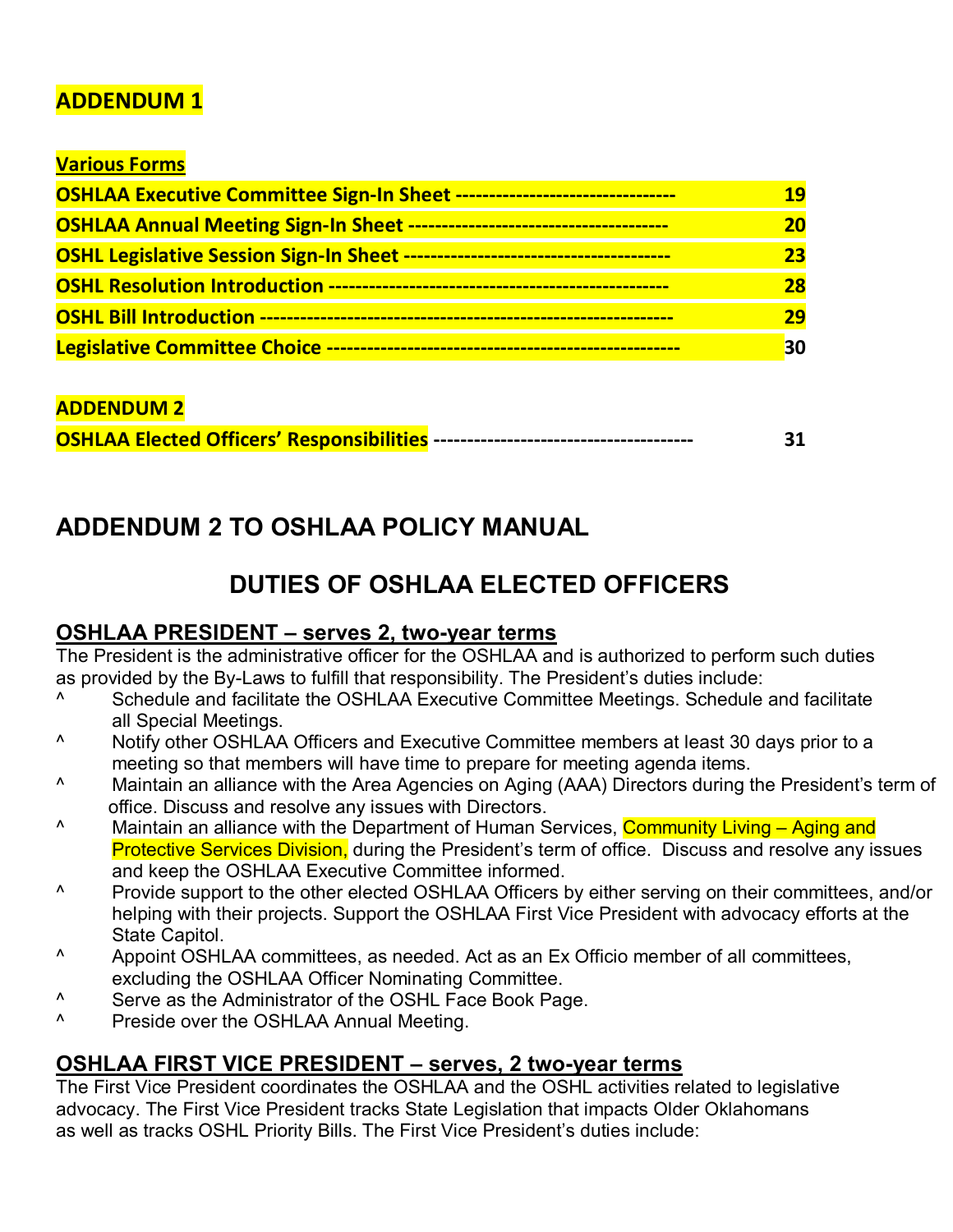## ADDENDUM 1

**Various Forms**

| | |
|---|---|
| **OSHLAA Executive Committee Sign-In Sheet ---------------------------------** | **19** |
| **OSHLAA Annual Meeting Sign-In Sheet ---------------------------------------** | **20** |
| **OSHL Legislative Session Sign-In Sheet ----------------------------------------** | **23** |
| **OSHL Resolution Introduction ---------------------------------------------------** | **28** |
| **OSHL Bill Introduction -------------------------------------------------------------** | **29** |
| **Legislative Committee Choice -----------------------------------------------------** | **30** |

**ADDENDUM 2**

| | |
|---|---|
| **OSHLAA Elected Officers' Responsibilities ---------------------------------------** | **31** |

# ADDENDUM 2 TO OSHLAA POLICY MANUAL

## DUTIES OF OSHLAA ELECTED OFFICERS

### OSHLAA PRESIDENT – serves 2, two-year terms

The President is the administrative officer for the OSHLAA and is authorized to perform such duties as provided by the By-Laws to fulfill that responsibility. The President's duties include:

^ Schedule and facilitate the OSHLAA Executive Committee Meetings. Schedule and facilitate all Special Meetings.

^ Notify other OSHLAA Officers and Executive Committee members at least 30 days prior to a meeting so that members will have time to prepare for meeting agenda items.

^ Maintain an alliance with the Area Agencies on Aging (AAA) Directors during the President's term of office. Discuss and resolve any issues with Directors.

^ Maintain an alliance with the Department of Human Services, Community Living – Aging and Protective Services Division, during the President's term of office. Discuss and resolve any issues and keep the OSHLAA Executive Committee informed.

^ Provide support to the other elected OSHLAA Officers by either serving on their committees, and/or helping with their projects. Support the OSHLAA First Vice President with advocacy efforts at the State Capitol.

^ Appoint OSHLAA committees, as needed. Act as an Ex Officio member of all committees, excluding the OSHLAA Officer Nominating Committee.

^ Serve as the Administrator of the OSHL Face Book Page.

^ Preside over the OSHLAA Annual Meeting.

### OSHLAA FIRST VICE PRESIDENT – serves, 2 two-year terms

The First Vice President coordinates the OSHLAA and the OSHL activities related to legislative advocacy. The First Vice President tracks State Legislation that impacts Older Oklahomans as well as tracks OSHL Priority Bills. The First Vice President's duties include: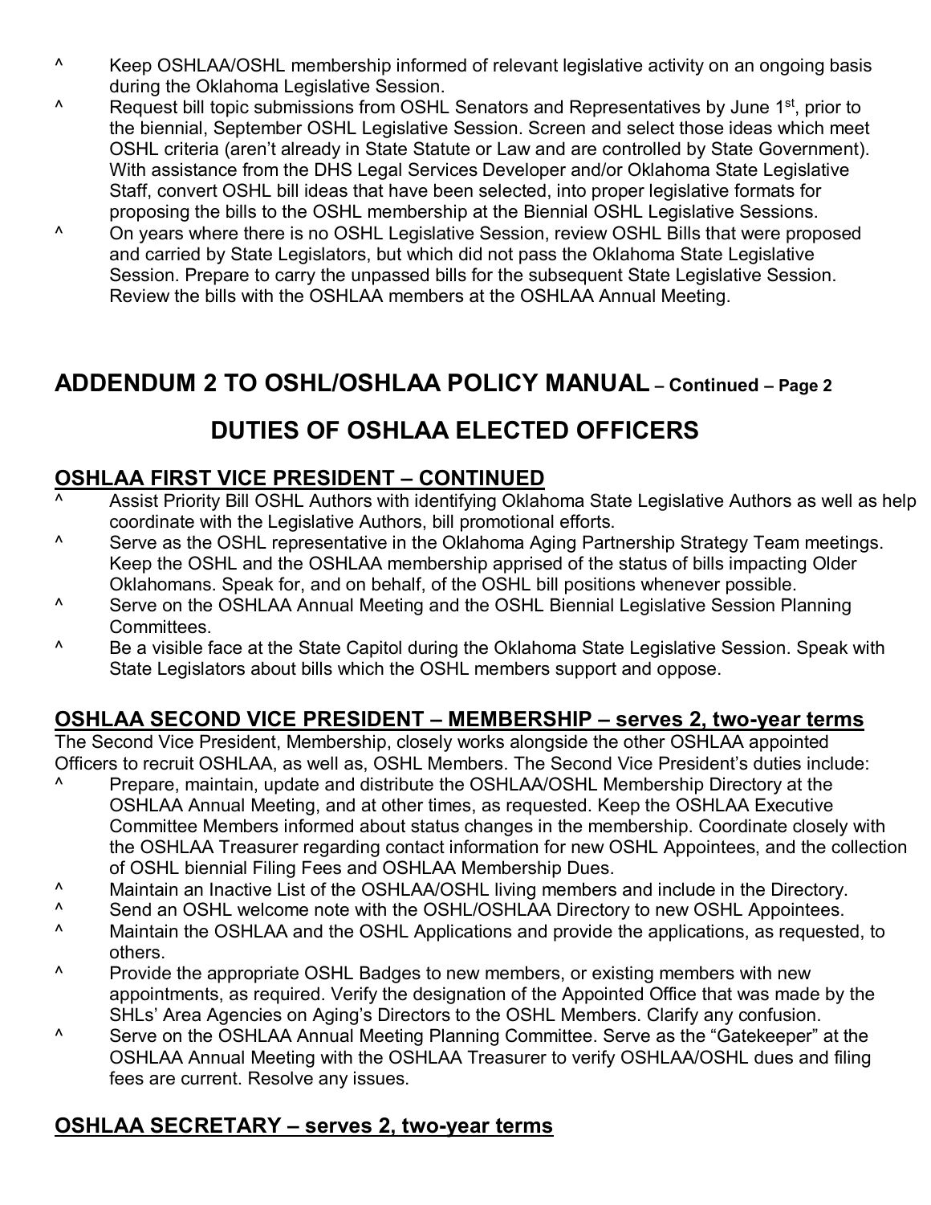^ Keep OSHLAA/OSHL membership informed of relevant legislative activity on an ongoing basis during the Oklahoma Legislative Session.

^ Request bill topic submissions from OSHL Senators and Representatives by June 1st, prior to the biennial, September OSHL Legislative Session. Screen and select those ideas which meet OSHL criteria (aren't already in State Statute or Law and are controlled by State Government). With assistance from the DHS Legal Services Developer and/or Oklahoma State Legislative Staff, convert OSHL bill ideas that have been selected, into proper legislative formats for proposing the bills to the OSHL membership at the Biennial OSHL Legislative Sessions.

^ On years where there is no OSHL Legislative Session, review OSHL Bills that were proposed and carried by State Legislators, but which did not pass the Oklahoma State Legislative Session. Prepare to carry the unpassed bills for the subsequent State Legislative Session. Review the bills with the OSHLAA members at the OSHLAA Annual Meeting.

# ADDENDUM 2 TO OSHL/OSHLAA POLICY MANUAL – Continued – Page 2

## DUTIES OF OSHLAA ELECTED OFFICERS

### OSHLAA FIRST VICE PRESIDENT – CONTINUED

^ Assist Priority Bill OSHL Authors with identifying Oklahoma State Legislative Authors as well as help coordinate with the Legislative Authors, bill promotional efforts.

^ Serve as the OSHL representative in the Oklahoma Aging Partnership Strategy Team meetings. Keep the OSHL and the OSHLAA membership apprised of the status of bills impacting Older Oklahomans. Speak for, and on behalf, of the OSHL bill positions whenever possible.

^ Serve on the OSHLAA Annual Meeting and the OSHL Biennial Legislative Session Planning Committees.

^ Be a visible face at the State Capitol during the Oklahoma State Legislative Session. Speak with State Legislators about bills which the OSHL members support and oppose.

### OSHLAA SECOND VICE PRESIDENT – MEMBERSHIP – serves 2, two-year terms

The Second Vice President, Membership, closely works alongside the other OSHLAA appointed Officers to recruit OSHLAA, as well as, OSHL Members. The Second Vice President's duties include:

^ Prepare, maintain, update and distribute the OSHLAA/OSHL Membership Directory at the OSHLAA Annual Meeting, and at other times, as requested. Keep the OSHLAA Executive Committee Members informed about status changes in the membership. Coordinate closely with the OSHLAA Treasurer regarding contact information for new OSHL Appointees, and the collection of OSHL biennial Filing Fees and OSHLAA Membership Dues.

^ Maintain an Inactive List of the OSHLAA/OSHL living members and include in the Directory.

^ Send an OSHL welcome note with the OSHL/OSHLAA Directory to new OSHL Appointees.

^ Maintain the OSHLAA and the OSHL Applications and provide the applications, as requested, to others.

^ Provide the appropriate OSHL Badges to new members, or existing members with new appointments, as required. Verify the designation of the Appointed Office that was made by the SHLs' Area Agencies on Aging's Directors to the OSHL Members. Clarify any confusion.

^ Serve on the OSHLAA Annual Meeting Planning Committee. Serve as the "Gatekeeper" at the OSHLAA Annual Meeting with the OSHLAA Treasurer to verify OSHLAA/OSHL dues and filing fees are current. Resolve any issues.

### OSHLAA SECRETARY – serves 2, two-year terms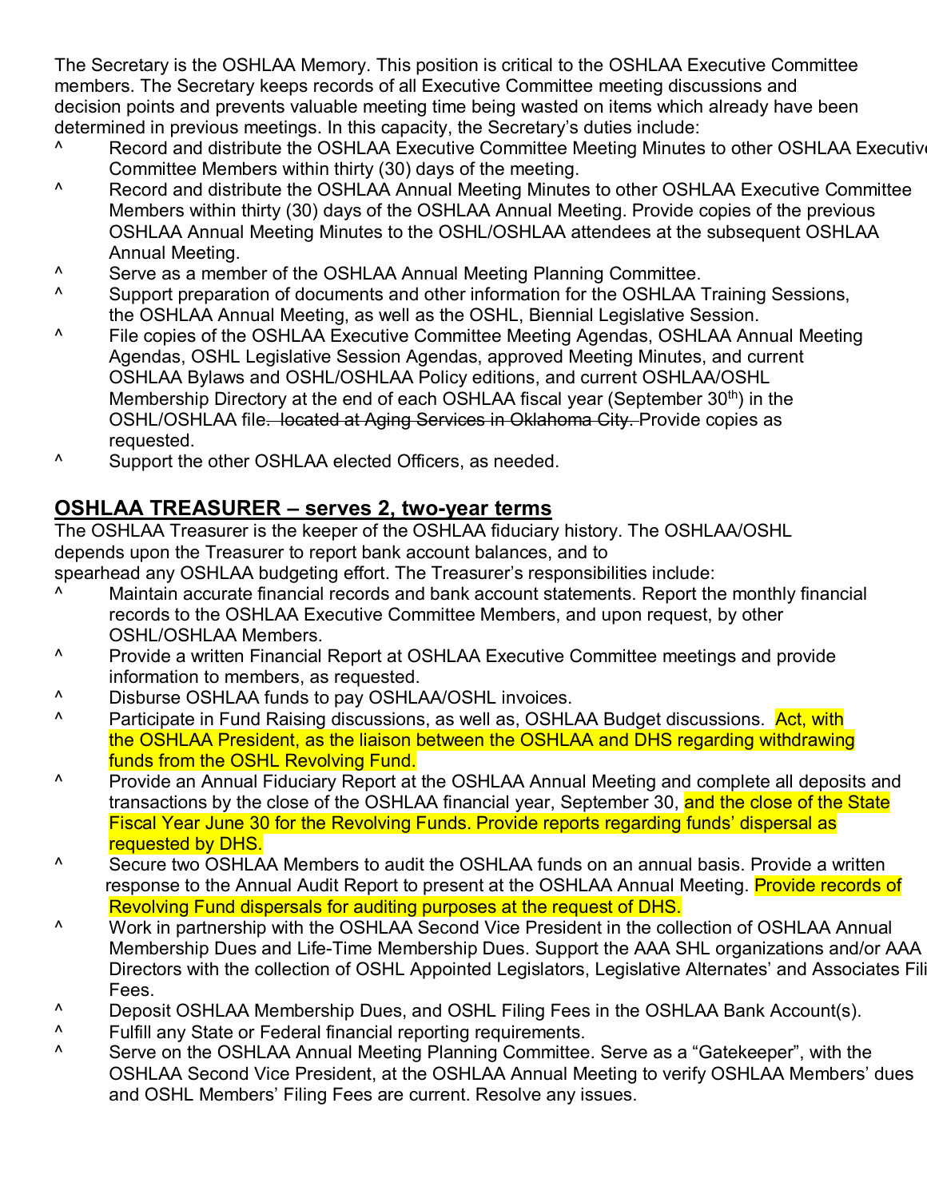The Secretary is the OSHLAA Memory. This position is critical to the OSHLAA Executive Committee members. The Secretary keeps records of all Executive Committee meeting discussions and decision points and prevents valuable meeting time being wasted on items which already have been determined in previous meetings. In this capacity, the Secretary's duties include:

- Record and distribute the OSHLAA Executive Committee Meeting Minutes to other OSHLAA Executive Committee Members within thirty (30) days of the meeting.
- Record and distribute the OSHLAA Annual Meeting Minutes to other OSHLAA Executive Committee Members within thirty (30) days of the OSHLAA Annual Meeting. Provide copies of the previous OSHLAA Annual Meeting Minutes to the OSHL/OSHLAA attendees at the subsequent OSHLAA Annual Meeting.
- Serve as a member of the OSHLAA Annual Meeting Planning Committee.
- Support preparation of documents and other information for the OSHLAA Training Sessions, the OSHLAA Annual Meeting, as well as the OSHL, Biennial Legislative Session.
- File copies of the OSHLAA Executive Committee Meeting Agendas, OSHLAA Annual Meeting Agendas, OSHL Legislative Session Agendas, approved Meeting Minutes, and current OSHLAA Bylaws and OSHL/OSHLAA Policy editions, and current OSHLAA/OSHL Membership Directory at the end of each OSHLAA fiscal year (September 30th) in the OSHL/OSHLAA fil~~e. located at Aging Services in Oklahoma City.~~ Provide copies as requested.
- Support the other OSHLAA elected Officers, as needed.

## OSHLAA TREASURER – serves 2, two-year terms

The OSHLAA Treasurer is the keeper of the OSHLAA fiduciary history. The OSHLAA/OSHL depends upon the Treasurer to report bank account balances, and to spearhead any OSHLAA budgeting effort. The Treasurer's responsibilities include:

- Maintain accurate financial records and bank account statements. Report the monthly financial records to the OSHLAA Executive Committee Members, and upon request, by other OSHL/OSHLAA Members.
- Provide a written Financial Report at OSHLAA Executive Committee meetings and provide information to members, as requested.
- Disburse OSHLAA funds to pay OSHLAA/OSHL invoices.
- Participate in Fund Raising discussions, as well as, OSHLAA Budget discussions. Act, with the OSHLAA President, as the liaison between the OSHLAA and DHS regarding withdrawing funds from the OSHL Revolving Fund.
- Provide an Annual Fiduciary Report at the OSHLAA Annual Meeting and complete all deposits and transactions by the close of the OSHLAA financial year, September 30, and the close of the State Fiscal Year June 30 for the Revolving Funds. Provide reports regarding funds' dispersal as requested by DHS.
- Secure two OSHLAA Members to audit the OSHLAA funds on an annual basis. Provide a written response to the Annual Audit Report to present at the OSHLAA Annual Meeting. Provide records of Revolving Fund dispersals for auditing purposes at the request of DHS.
- Work in partnership with the OSHLAA Second Vice President in the collection of OSHLAA Annual Membership Dues and Life-Time Membership Dues. Support the AAA SHL organizations and/or AAA Directors with the collection of OSHL Appointed Legislators, Legislative Alternates' and Associates Filing Fees.
- Deposit OSHLAA Membership Dues, and OSHL Filing Fees in the OSHLAA Bank Account(s).
- Fulfill any State or Federal financial reporting requirements.
- Serve on the OSHLAA Annual Meeting Planning Committee. Serve as a "Gatekeeper", with the OSHLAA Second Vice President, at the OSHLAA Annual Meeting to verify OSHLAA Members' dues and OSHL Members' Filing Fees are current. Resolve any issues.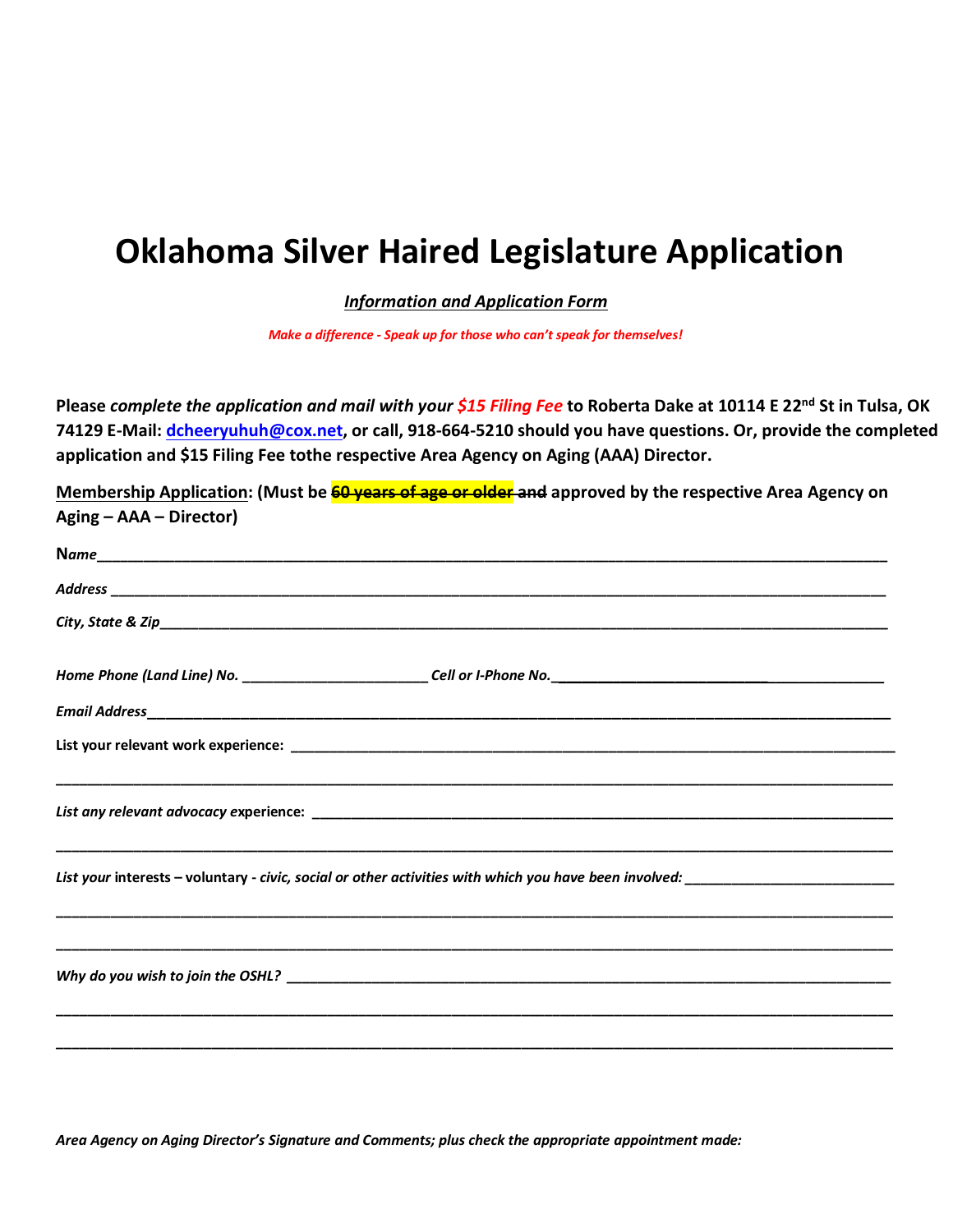# Oklahoma Silver Haired Legislature Application

***Information and Application Form***

*Make a difference - Speak up for those who can't speak for themselves!*

**Please *complete the application and mail with your $15 Filing Fee* to Roberta Dake at 10114 E 22nd St in Tulsa, OK 74129 E-Mail: dcheeryuhuh@cox.net, or call, 918-664-5210 should you have questions. Or, provide the completed application and $15 Filing Fee tothe respective Area Agency on Aging (AAA) Director.**

**Membership Application: (Must be ~~60 years of age or older and~~ approved by the respective Area Agency on Aging – AAA – Director)**

N*ame*\_\_\_\_\_\_\_\_\_\_\_\_\_\_\_\_\_\_\_\_\_\_\_\_\_\_\_\_\_\_\_\_\_\_\_\_\_\_\_\_\_\_\_\_\_\_\_\_\_\_\_\_\_\_\_\_\_\_\_\_

*Address* \_\_\_\_\_\_\_\_\_\_\_\_\_\_\_\_\_\_\_\_\_\_\_\_\_\_\_\_\_\_\_\_\_\_\_\_\_\_\_\_\_\_\_\_\_\_\_\_\_\_\_\_\_\_\_\_\_\_

*City, State & Zip*\_\_\_\_\_\_\_\_\_\_\_\_\_\_\_\_\_\_\_\_\_\_\_\_\_\_\_\_\_\_\_\_\_\_\_\_\_\_\_\_\_\_\_\_\_\_\_\_\_\_\_\_\_

*Home Phone (Land Line) No.* \_\_\_\_\_\_\_\_\_\_\_\_\_\_\_\_\_\_\_\_\_\_\_ *Cell or I-Phone No.*\_\_\_\_\_\_\_\_\_\_\_\_\_\_\_\_\_\_\_\_\_\_\_\_\_\_\_\_\_\_

*Email Address*\_\_\_\_\_\_\_\_\_\_\_\_\_\_\_\_\_\_\_\_\_\_\_\_\_\_\_\_\_\_\_\_\_\_\_\_\_\_\_\_\_\_\_\_\_\_\_\_\_\_\_\_\_\_\_\_

List your relevant work experience: \_\_\_\_\_\_\_\_\_\_\_\_\_\_\_\_\_\_\_\_\_\_\_\_\_\_\_\_\_\_\_\_\_\_\_\_\_\_\_\_\_\_\_\_\_\_

\_\_\_\_\_\_\_\_\_\_\_\_\_\_\_\_\_\_\_\_\_\_\_\_\_\_\_\_\_\_\_\_\_\_\_\_\_\_\_\_\_\_\_\_\_\_\_\_\_\_\_\_\_\_\_\_\_\_\_\_\_\_\_\_\_\_\_\_\_\_\_\_\_\_\_\_\_\_

*List any relevant advocacy* experience: \_\_\_\_\_\_\_\_\_\_\_\_\_\_\_\_\_\_\_\_\_\_\_\_\_\_\_\_\_\_\_\_\_\_\_\_\_\_\_\_\_\_\_\_\_

\_\_\_\_\_\_\_\_\_\_\_\_\_\_\_\_\_\_\_\_\_\_\_\_\_\_\_\_\_\_\_\_\_\_\_\_\_\_\_\_\_\_\_\_\_\_\_\_\_\_\_\_\_\_\_\_\_\_\_\_\_\_\_\_\_\_\_\_\_\_\_\_\_\_\_\_\_\_

*List your* interests – voluntary - *civic, social or other activities with which you have been involved:* \_\_\_\_\_\_\_\_\_\_\_\_\_\_\_\_\_\_\_\_\_\_\_\_\_\_

\_\_\_\_\_\_\_\_\_\_\_\_\_\_\_\_\_\_\_\_\_\_\_\_\_\_\_\_\_\_\_\_\_\_\_\_\_\_\_\_\_\_\_\_\_\_\_\_\_\_\_\_\_\_\_\_\_\_\_\_\_\_\_\_\_\_\_\_\_\_\_\_\_\_\_\_\_\_

\_\_\_\_\_\_\_\_\_\_\_\_\_\_\_\_\_\_\_\_\_\_\_\_\_\_\_\_\_\_\_\_\_\_\_\_\_\_\_\_\_\_\_\_\_\_\_\_\_\_\_\_\_\_\_\_\_\_\_\_\_\_\_\_\_\_\_\_\_\_\_\_\_\_\_\_\_\_

*Why do you wish to join the OSHL?* \_\_\_\_\_\_\_\_\_\_\_\_\_\_\_\_\_\_\_\_\_\_\_\_\_\_\_\_\_\_\_\_\_\_\_\_\_\_\_\_\_\_\_\_\_\_\_\_

\_\_\_\_\_\_\_\_\_\_\_\_\_\_\_\_\_\_\_\_\_\_\_\_\_\_\_\_\_\_\_\_\_\_\_\_\_\_\_\_\_\_\_\_\_\_\_\_\_\_\_\_\_\_\_\_\_\_\_\_\_\_\_\_\_\_\_\_\_\_\_\_\_\_\_\_\_\_

\_\_\_\_\_\_\_\_\_\_\_\_\_\_\_\_\_\_\_\_\_\_\_\_\_\_\_\_\_\_\_\_\_\_\_\_\_\_\_\_\_\_\_\_\_\_\_\_\_\_\_\_\_\_\_\_\_\_\_\_\_\_\_\_\_\_\_\_\_\_\_\_\_\_\_\_\_\_

*Area Agency on Aging Director's Signature and Comments; plus check the appropriate appointment made:*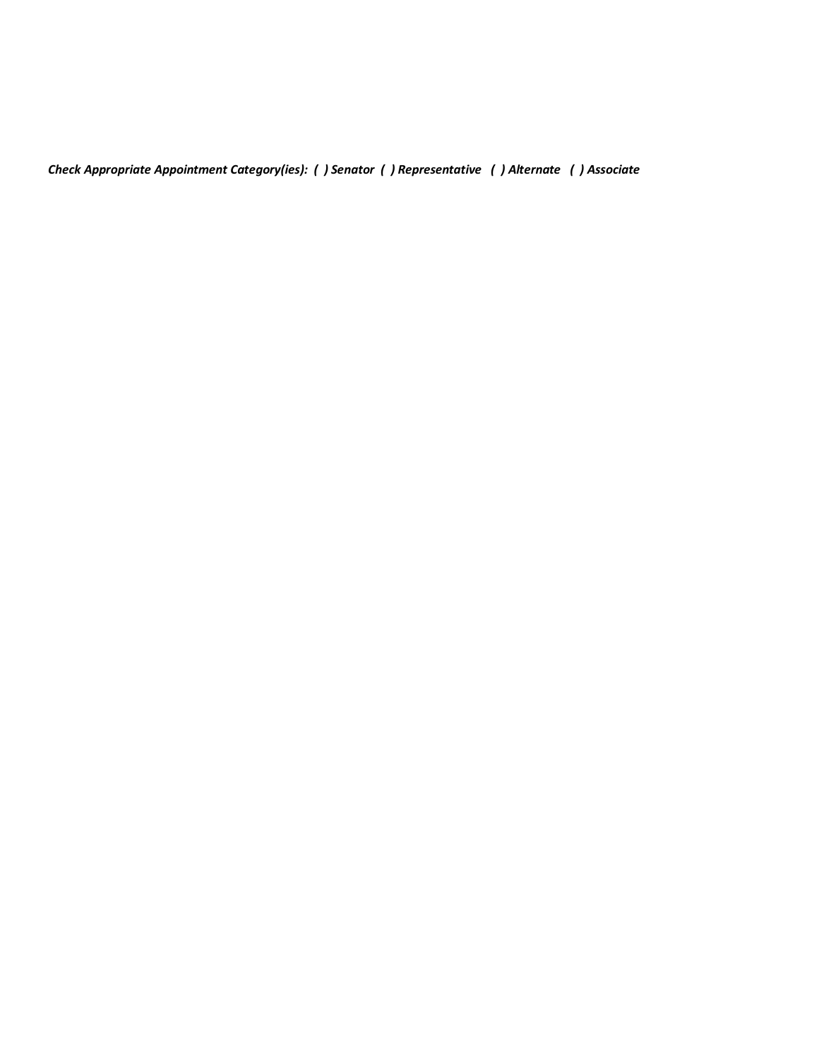***Check Appropriate Appointment Category(ies): ( ) Senator ( ) Representative ( ) Alternate ( ) Associate***